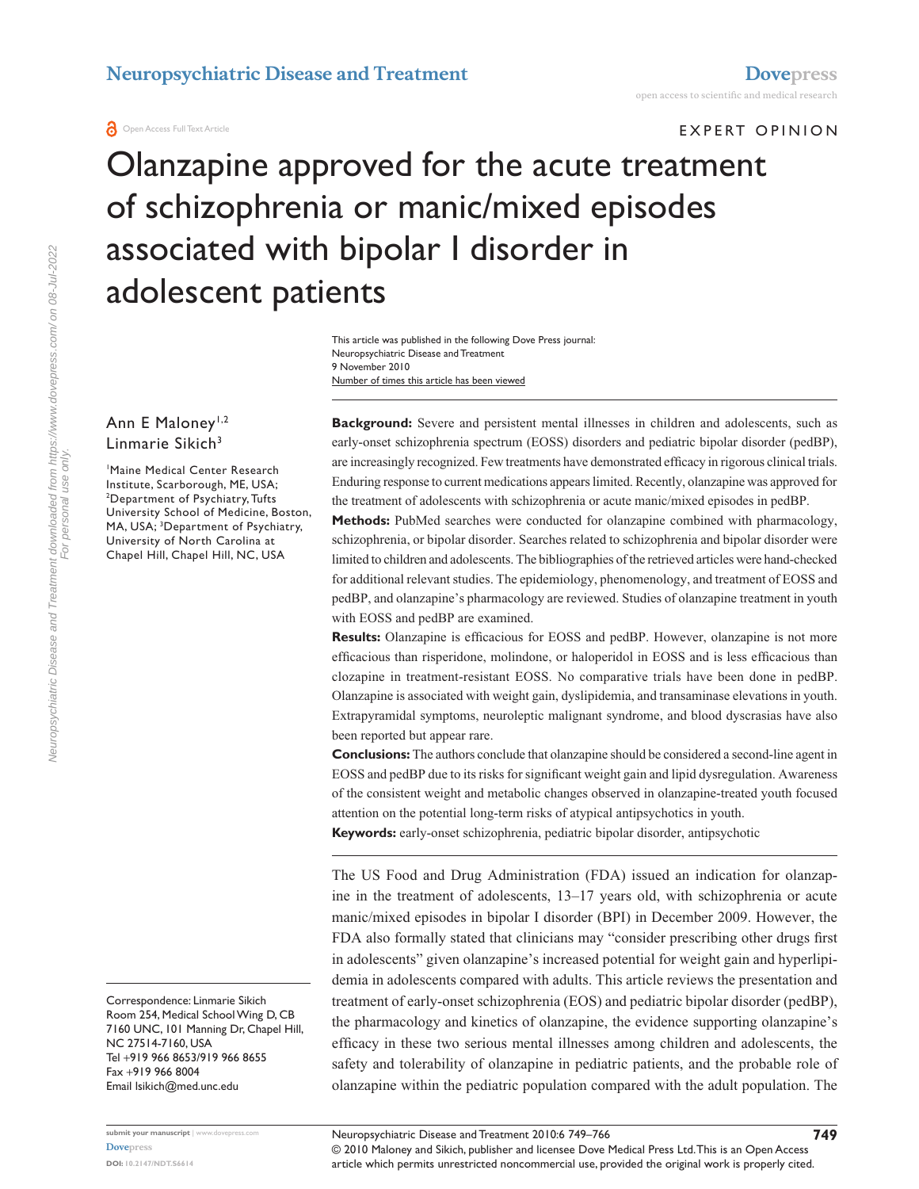EXPERT OPINION

# Olanzapine approved for the acute treatment of schizophrenia or manic/mixed episodes associated with bipolar I disorder in adolescent patients

This article was published in the following Dove Press journal:
Neuropsychiatric Disease and Treatment
9 November 2010
Number of times this article has been viewed

Ann E Maloney[1,2]
Linmarie Sikich[3]

[1]Maine Medical Center Research Institute, Scarborough, ME, USA; [2]Department of Psychiatry, Tufts University School of Medicine, Boston, MA, USA; [3]Department of Psychiatry, University of North Carolina at Chapel Hill, Chapel Hill, NC, USA

Correspondence: Linmarie Sikich
Room 254, Medical School Wing D, CB 7160 UNC, 101 Manning Dr, Chapel Hill, NC 27514-7160, USA
Tel +919 966 8653/919 966 8655
Fax +919 966 8004
Email lsikich@med.unc.edu

**Background:** Severe and persistent mental illnesses in children and adolescents, such as early-onset schizophrenia spectrum (EOSS) disorders and pediatric bipolar disorder (pedBP), are increasingly recognized. Few treatments have demonstrated efficacy in rigorous clinical trials. Enduring response to current medications appears limited. Recently, olanzapine was approved for the treatment of adolescents with schizophrenia or acute manic/mixed episodes in pedBP.

**Methods:** PubMed searches were conducted for olanzapine combined with pharmacology, schizophrenia, or bipolar disorder. Searches related to schizophrenia and bipolar disorder were limited to children and adolescents. The bibliographies of the retrieved articles were hand-checked for additional relevant studies. The epidemiology, phenomenology, and treatment of EOSS and pedBP, and olanzapine's pharmacology are reviewed. Studies of olanzapine treatment in youth with EOSS and pedBP are examined.

**Results:** Olanzapine is efficacious for EOSS and pedBP. However, olanzapine is not more efficacious than risperidone, molindone, or haloperidol in EOSS and is less efficacious than clozapine in treatment-resistant EOSS. No comparative trials have been done in pedBP. Olanzapine is associated with weight gain, dyslipidemia, and transaminase elevations in youth. Extrapyramidal symptoms, neuroleptic malignant syndrome, and blood dyscrasias have also been reported but appear rare.

**Conclusions:** The authors conclude that olanzapine should be considered a second-line agent in EOSS and pedBP due to its risks for significant weight gain and lipid dysregulation. Awareness of the consistent weight and metabolic changes observed in olanzapine-treated youth focused attention on the potential long-term risks of atypical antipsychotics in youth.

**Keywords:** early-onset schizophrenia, pediatric bipolar disorder, antipsychotic

The US Food and Drug Administration (FDA) issued an indication for olanzapine in the treatment of adolescents, 13–17 years old, with schizophrenia or acute manic/mixed episodes in bipolar I disorder (BPI) in December 2009. However, the FDA also formally stated that clinicians may "consider prescribing other drugs first in adolescents" given olanzapine's increased potential for weight gain and hyperlipidemia in adolescents compared with adults. This article reviews the presentation and treatment of early-onset schizophrenia (EOS) and pediatric bipolar disorder (pedBP), the pharmacology and kinetics of olanzapine, the evidence supporting olanzapine's efficacy in these two serious mental illnesses among children and adolescents, the safety and tolerability of olanzapine in pediatric patients, and the probable role of olanzapine within the pediatric population compared with the adult population. The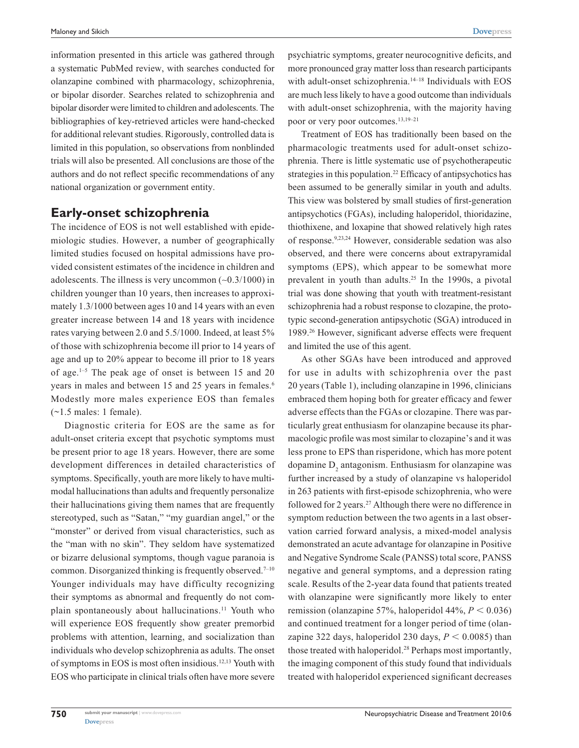information presented in this article was gathered through a systematic PubMed review, with searches conducted for olanzapine combined with pharmacology, schizophrenia, or bipolar disorder. Searches related to schizophrenia and bipolar disorder were limited to children and adolescents. The bibliographies of key-retrieved articles were hand-checked for additional relevant studies. Rigorously, controlled data is limited in this population, so observations from nonblinded trials will also be presented. All conclusions are those of the authors and do not reflect specific recommendations of any national organization or government entity.

## Early-onset schizophrenia

The incidence of EOS is not well established with epidemiologic studies. However, a number of geographically limited studies focused on hospital admissions have provided consistent estimates of the incidence in children and adolescents. The illness is very uncommon (~0.3/1000) in children younger than 10 years, then increases to approximately 1.3/1000 between ages 10 and 14 years with an even greater increase between 14 and 18 years with incidence rates varying between 2.0 and 5.5/1000. Indeed, at least 5% of those with schizophrenia become ill prior to 14 years of age and up to 20% appear to become ill prior to 18 years of age.[1–5] The peak age of onset is between 15 and 20 years in males and between 15 and 25 years in females.[6] Modestly more males experience EOS than females (~1.5 males: 1 female).

Diagnostic criteria for EOS are the same as for adult-onset criteria except that psychotic symptoms must be present prior to age 18 years. However, there are some development differences in detailed characteristics of symptoms. Specifically, youth are more likely to have multimodal hallucinations than adults and frequently personalize their hallucinations giving them names that are frequently stereotyped, such as "Satan," "my guardian angel," or the "monster" or derived from visual characteristics, such as the "man with no skin". They seldom have systematized or bizarre delusional symptoms, though vague paranoia is common. Disorganized thinking is frequently observed.[7–10] Younger individuals may have difficulty recognizing their symptoms as abnormal and frequently do not complain spontaneously about hallucinations.[11] Youth who will experience EOS frequently show greater premorbid problems with attention, learning, and socialization than individuals who develop schizophrenia as adults. The onset of symptoms in EOS is most often insidious.[12,13] Youth with EOS who participate in clinical trials often have more severe psychiatric symptoms, greater neurocognitive deficits, and more pronounced gray matter loss than research participants with adult-onset schizophrenia.[14–18] Individuals with EOS are much less likely to have a good outcome than individuals with adult-onset schizophrenia, with the majority having poor or very poor outcomes.[13,19–21]

Treatment of EOS has traditionally been based on the pharmacologic treatments used for adult-onset schizophrenia. There is little systematic use of psychotherapeutic strategies in this population.[22] Efficacy of antipsychotics has been assumed to be generally similar in youth and adults. This view was bolstered by small studies of first-generation antipsychotics (FGAs), including haloperidol, thioridazine, thiothixene, and loxapine that showed relatively high rates of response.[9,23,24] However, considerable sedation was also observed, and there were concerns about extrapyramidal symptoms (EPS), which appear to be somewhat more prevalent in youth than adults.[25] In the 1990s, a pivotal trial was done showing that youth with treatment-resistant schizophrenia had a robust response to clozapine, the prototypic second-generation antipsychotic (SGA) introduced in 1989.[26] However, significant adverse effects were frequent and limited the use of this agent.

As other SGAs have been introduced and approved for use in adults with schizophrenia over the past 20 years (Table 1), including olanzapine in 1996, clinicians embraced them hoping both for greater efficacy and fewer adverse effects than the FGAs or clozapine. There was particularly great enthusiasm for olanzapine because its pharmacologic profile was most similar to clozapine's and it was less prone to EPS than risperidone, which has more potent dopamine $D_2$ antagonism. Enthusiasm for olanzapine was further increased by a study of olanzapine vs haloperidol in 263 patients with first-episode schizophrenia, who were followed for 2 years.[27] Although there were no difference in symptom reduction between the two agents in a last observation carried forward analysis, a mixed-model analysis demonstrated an acute advantage for olanzapine in Positive and Negative Syndrome Scale (PANSS) total score, PANSS negative and general symptoms, and a depression rating scale. Results of the 2-year data found that patients treated with olanzapine were significantly more likely to enter remission (olanzapine 57%, haloperidol 44%, $P < 0.036$) and continued treatment for a longer period of time (olanzapine 322 days, haloperidol 230 days, $P < 0.0085$) than those treated with haloperidol.[28] Perhaps most importantly, the imaging component of this study found that individuals treated with haloperidol experienced significant decreases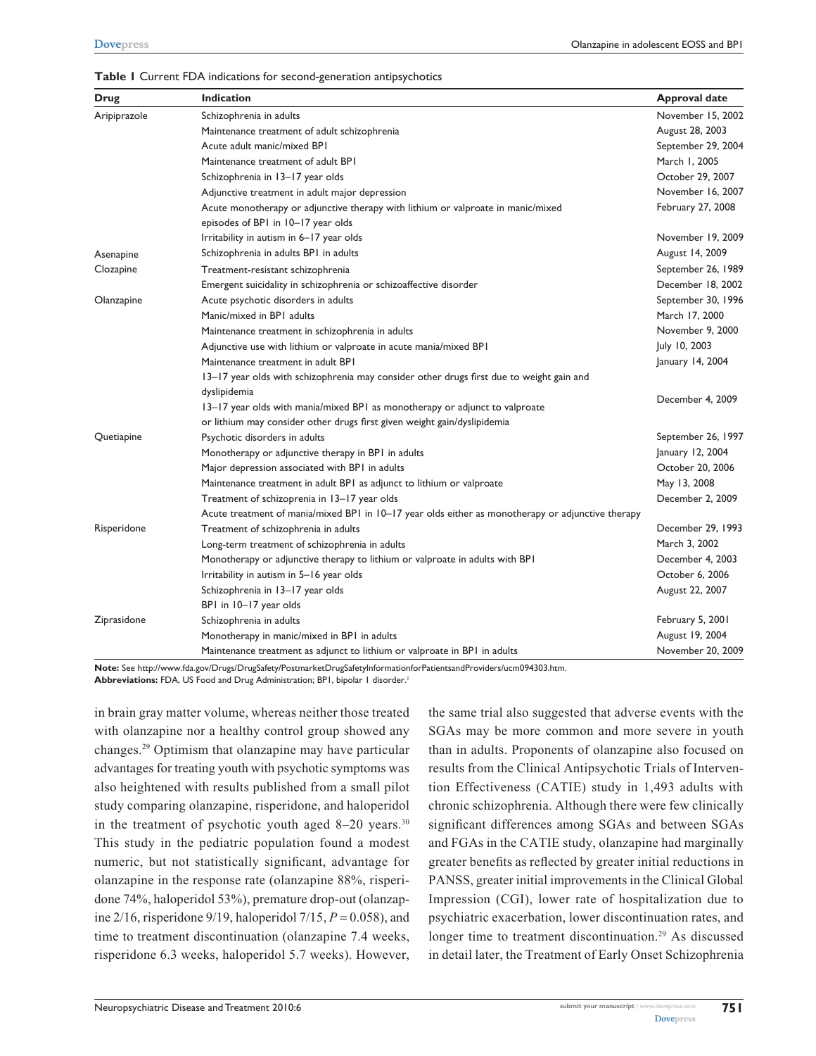**Table 1** Current FDA indications for second-generation antipsychotics

| Drug | Indication | Approval date |
|---|---|---|
| Aripiprazole | Schizophrenia in adults | November 15, 2002 |
| | Maintenance treatment of adult schizophrenia | August 28, 2003 |
| | Acute adult manic/mixed BPI | September 29, 2004 |
| | Maintenance treatment of adult BPI | March 1, 2005 |
| | Schizophrenia in 13–17 year olds | October 29, 2007 |
| | Adjunctive treatment in adult major depression | November 16, 2007 |
| | Acute monotherapy or adjunctive therapy with lithium or valproate in manic/mixed episodes of BPI in 10–17 year olds | February 27, 2008 |
| | Irritability in autism in 6–17 year olds | November 19, 2009 |
| Asenapine | Schizophrenia in adults BPI in adults | August 14, 2009 |
| Clozapine | Treatment-resistant schizophrenia | September 26, 1989 |
| | Emergent suicidality in schizophrenia or schizoaffective disorder | December 18, 2002 |
| Olanzapine | Acute psychotic disorders in adults | September 30, 1996 |
| | Manic/mixed in BPI adults | March 17, 2000 |
| | Maintenance treatment in schizophrenia in adults | November 9, 2000 |
| | Adjunctive use with lithium or valproate in acute mania/mixed BPI | July 10, 2003 |
| | Maintenance treatment in adult BPI | January 14, 2004 |
| | 13–17 year olds with schizophrenia may consider other drugs first due to weight gain and dyslipidemia<br>13–17 year olds with mania/mixed BPI as monotherapy or adjunct to valproate or lithium may consider other drugs first given weight gain/dyslipidemia | December 4, 2009 |
| Quetiapine | Psychotic disorders in adults | September 26, 1997 |
| | Monotherapy or adjunctive therapy in BPI in adults | January 12, 2004 |
| | Major depression associated with BPI in adults | October 20, 2006 |
| | Maintenance treatment in adult BPI as adjunct to lithium or valproate | May 13, 2008 |
| | Treatment of schizoprenia in 13–17 year olds | December 2, 2009 |
| | Acute treatment of mania/mixed BPI in 10–17 year olds either as monotherapy or adjunctive therapy | |
| Risperidone | Treatment of schizophrenia in adults | December 29, 1993 |
| | Long-term treatment of schizophrenia in adults | March 3, 2002 |
| | Monotherapy or adjunctive therapy to lithium or valproate in adults with BPI | December 4, 2003 |
| | Irritability in autism in 5–16 year olds | October 6, 2006 |
| | Schizophrenia in 13–17 year olds | August 22, 2007 |
| | BPI in 10–17 year olds | |
| Ziprasidone | Schizophrenia in adults | February 5, 2001 |
| | Monotherapy in manic/mixed in BPI in adults | August 19, 2004 |
| | Maintenance treatment as adjunct to lithium or valproate in BPI in adults | November 20, 2009 |

**Note:** See http://www.fda.gov/Drugs/DrugSafety/PostmarketDrugSafetyInformationforPatientsandProviders/ucm094303.htm.
**Abbreviations:** FDA, US Food and Drug Administration; BPI, bipolar 1 disorder.[1]

in brain gray matter volume, whereas neither those treated with olanzapine nor a healthy control group showed any changes.[29] Optimism that olanzapine may have particular advantages for treating youth with psychotic symptoms was also heightened with results published from a small pilot study comparing olanzapine, risperidone, and haloperidol in the treatment of psychotic youth aged 8–20 years.[30] This study in the pediatric population found a modest numeric, but not statistically significant, advantage for olanzapine in the response rate (olanzapine 88%, risperidone 74%, haloperidol 53%), premature drop-out (olanzapine 2/16, risperidone 9/19, haloperidol 7/15, $P = 0.058$), and time to treatment discontinuation (olanzapine 7.4 weeks, risperidone 6.3 weeks, haloperidol 5.7 weeks). However, the same trial also suggested that adverse events with the SGAs may be more common and more severe in youth than in adults. Proponents of olanzapine also focused on results from the Clinical Antipsychotic Trials of Intervention Effectiveness (CATIE) study in 1,493 adults with chronic schizophrenia. Although there were few clinically significant differences among SGAs and between SGAs and FGAs in the CATIE study, olanzapine had marginally greater benefits as reflected by greater initial reductions in PANSS, greater initial improvements in the Clinical Global Impression (CGI), lower rate of hospitalization due to psychiatric exacerbation, lower discontinuation rates, and longer time to treatment discontinuation.[29] As discussed in detail later, the Treatment of Early Onset Schizophrenia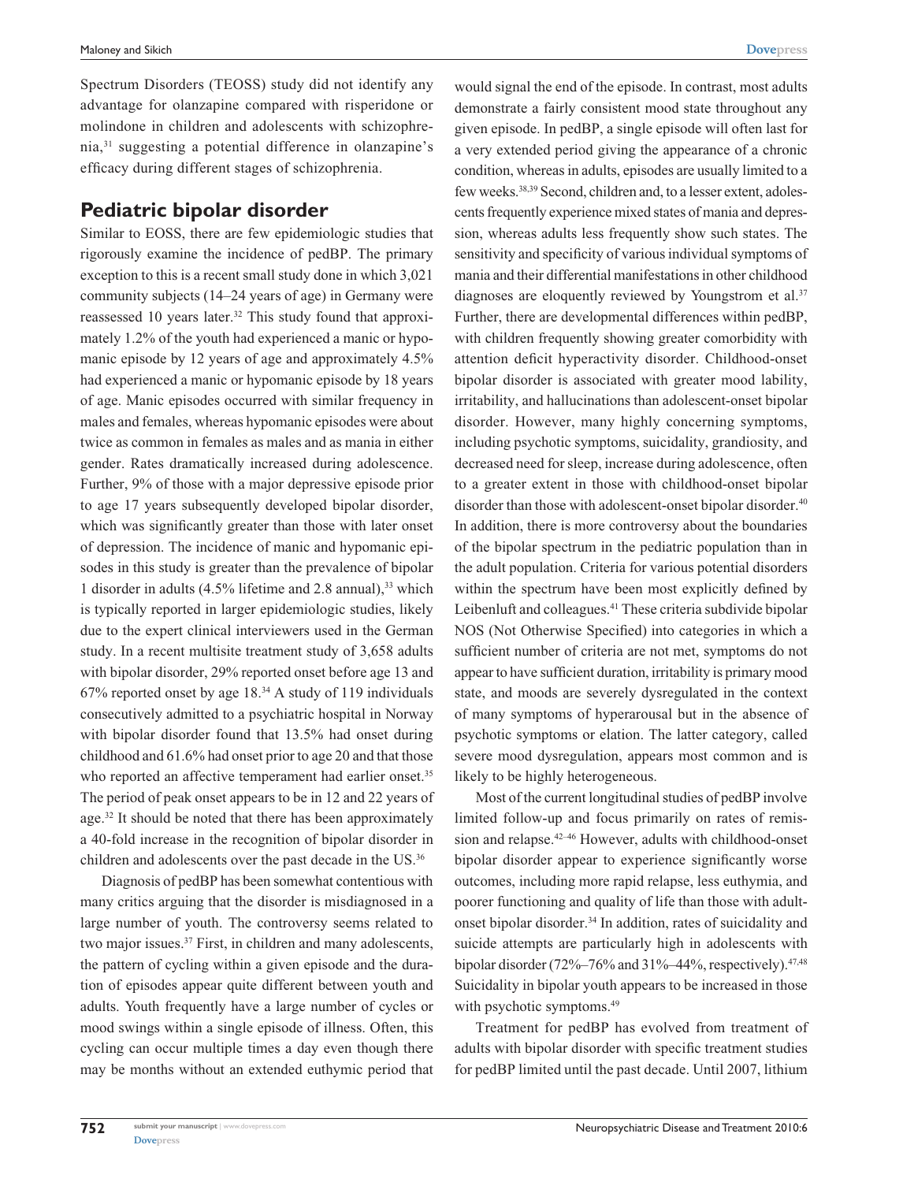Spectrum Disorders (TEOSS) study did not identify any advantage for olanzapine compared with risperidone or molindone in children and adolescents with schizophrenia,[31] suggesting a potential difference in olanzapine's efficacy during different stages of schizophrenia.

## Pediatric bipolar disorder

Similar to EOSS, there are few epidemiologic studies that rigorously examine the incidence of pedBP. The primary exception to this is a recent small study done in which 3,021 community subjects (14–24 years of age) in Germany were reassessed 10 years later.[32] This study found that approximately 1.2% of the youth had experienced a manic or hypomanic episode by 12 years of age and approximately 4.5% had experienced a manic or hypomanic episode by 18 years of age. Manic episodes occurred with similar frequency in males and females, whereas hypomanic episodes were about twice as common in females as males and as mania in either gender. Rates dramatically increased during adolescence. Further, 9% of those with a major depressive episode prior to age 17 years subsequently developed bipolar disorder, which was significantly greater than those with later onset of depression. The incidence of manic and hypomanic episodes in this study is greater than the prevalence of bipolar 1 disorder in adults (4.5% lifetime and 2.8 annual),[33] which is typically reported in larger epidemiologic studies, likely due to the expert clinical interviewers used in the German study. In a recent multisite treatment study of 3,658 adults with bipolar disorder, 29% reported onset before age 13 and 67% reported onset by age 18.[34] A study of 119 individuals consecutively admitted to a psychiatric hospital in Norway with bipolar disorder found that 13.5% had onset during childhood and 61.6% had onset prior to age 20 and that those who reported an affective temperament had earlier onset.[35] The period of peak onset appears to be in 12 and 22 years of age.[32] It should be noted that there has been approximately a 40-fold increase in the recognition of bipolar disorder in children and adolescents over the past decade in the US.[36]

Diagnosis of pedBP has been somewhat contentious with many critics arguing that the disorder is misdiagnosed in a large number of youth. The controversy seems related to two major issues.[37] First, in children and many adolescents, the pattern of cycling within a given episode and the duration of episodes appear quite different between youth and adults. Youth frequently have a large number of cycles or mood swings within a single episode of illness. Often, this cycling can occur multiple times a day even though there may be months without an extended euthymic period that would signal the end of the episode. In contrast, most adults demonstrate a fairly consistent mood state throughout any given episode. In pedBP, a single episode will often last for a very extended period giving the appearance of a chronic condition, whereas in adults, episodes are usually limited to a few weeks.[38,39] Second, children and, to a lesser extent, adolescents frequently experience mixed states of mania and depression, whereas adults less frequently show such states. The sensitivity and specificity of various individual symptoms of mania and their differential manifestations in other childhood diagnoses are eloquently reviewed by Youngstrom et al.[37] Further, there are developmental differences within pedBP, with children frequently showing greater comorbidity with attention deficit hyperactivity disorder. Childhood-onset bipolar disorder is associated with greater mood lability, irritability, and hallucinations than adolescent-onset bipolar disorder. However, many highly concerning symptoms, including psychotic symptoms, suicidality, grandiosity, and decreased need for sleep, increase during adolescence, often to a greater extent in those with childhood-onset bipolar disorder than those with adolescent-onset bipolar disorder.[40] In addition, there is more controversy about the boundaries of the bipolar spectrum in the pediatric population than in the adult population. Criteria for various potential disorders within the spectrum have been most explicitly defined by Leibenluft and colleagues.[41] These criteria subdivide bipolar NOS (Not Otherwise Specified) into categories in which a sufficient number of criteria are not met, symptoms do not appear to have sufficient duration, irritability is primary mood state, and moods are severely dysregulated in the context of many symptoms of hyperarousal but in the absence of psychotic symptoms or elation. The latter category, called severe mood dysregulation, appears most common and is likely to be highly heterogeneous.

Most of the current longitudinal studies of pedBP involve limited follow-up and focus primarily on rates of remission and relapse.[42–46] However, adults with childhood-onset bipolar disorder appear to experience significantly worse outcomes, including more rapid relapse, less euthymia, and poorer functioning and quality of life than those with adult-onset bipolar disorder.[34] In addition, rates of suicidality and suicide attempts are particularly high in adolescents with bipolar disorder (72%–76% and 31%–44%, respectively).[47,48] Suicidality in bipolar youth appears to be increased in those with psychotic symptoms.[49]

Treatment for pedBP has evolved from treatment of adults with bipolar disorder with specific treatment studies for pedBP limited until the past decade. Until 2007, lithium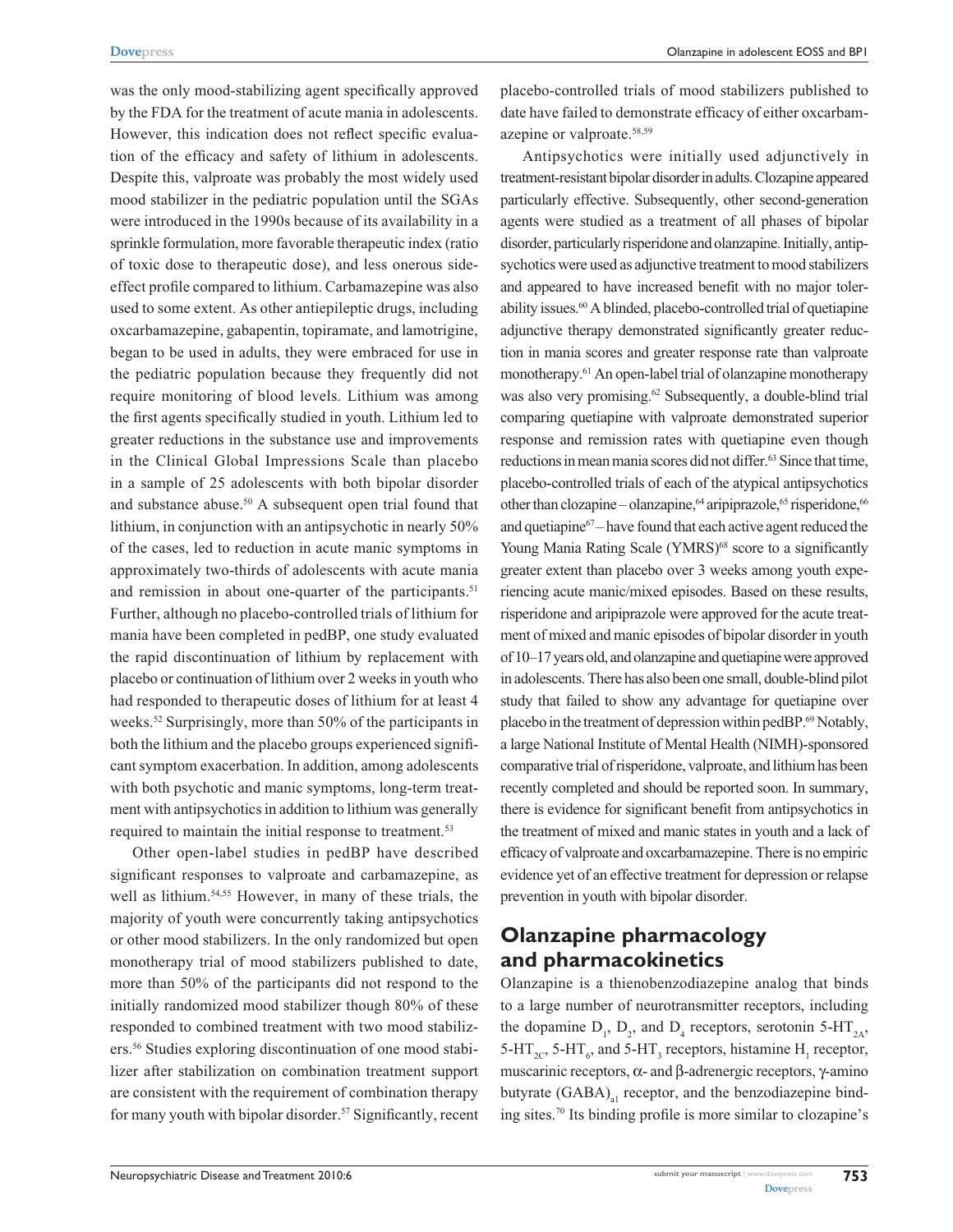was the only mood-stabilizing agent specifically approved by the FDA for the treatment of acute mania in adolescents. However, this indication does not reflect specific evaluation of the efficacy and safety of lithium in adolescents. Despite this, valproate was probably the most widely used mood stabilizer in the pediatric population until the SGAs were introduced in the 1990s because of its availability in a sprinkle formulation, more favorable therapeutic index (ratio of toxic dose to therapeutic dose), and less onerous side-effect profile compared to lithium. Carbamazepine was also used to some extent. As other antiepileptic drugs, including oxcarbamazepine, gabapentin, topiramate, and lamotrigine, began to be used in adults, they were embraced for use in the pediatric population because they frequently did not require monitoring of blood levels. Lithium was among the first agents specifically studied in youth. Lithium led to greater reductions in the substance use and improvements in the Clinical Global Impressions Scale than placebo in a sample of 25 adolescents with both bipolar disorder and substance abuse.[50] A subsequent open trial found that lithium, in conjunction with an antipsychotic in nearly 50% of the cases, led to reduction in acute manic symptoms in approximately two-thirds of adolescents with acute mania and remission in about one-quarter of the participants.[51] Further, although no placebo-controlled trials of lithium for mania have been completed in pedBP, one study evaluated the rapid discontinuation of lithium by replacement with placebo or continuation of lithium over 2 weeks in youth who had responded to therapeutic doses of lithium for at least 4 weeks.[52] Surprisingly, more than 50% of the participants in both the lithium and the placebo groups experienced significant symptom exacerbation. In addition, among adolescents with both psychotic and manic symptoms, long-term treatment with antipsychotics in addition to lithium was generally required to maintain the initial response to treatment.[53]

Other open-label studies in pedBP have described significant responses to valproate and carbamazepine, as well as lithium.[54,55] However, in many of these trials, the majority of youth were concurrently taking antipsychotics or other mood stabilizers. In the only randomized but open monotherapy trial of mood stabilizers published to date, more than 50% of the participants did not respond to the initially randomized mood stabilizer though 80% of these responded to combined treatment with two mood stabilizers.[56] Studies exploring discontinuation of one mood stabilizer after stabilization on combination treatment support are consistent with the requirement of combination therapy for many youth with bipolar disorder.[57] Significantly, recent placebo-controlled trials of mood stabilizers published to date have failed to demonstrate efficacy of either oxcarbamazepine or valproate.[58,59]

Antipsychotics were initially used adjunctively in treatment-resistant bipolar disorder in adults. Clozapine appeared particularly effective. Subsequently, other second-generation agents were studied as a treatment of all phases of bipolar disorder, particularly risperidone and olanzapine. Initially, antipsychotics were used as adjunctive treatment to mood stabilizers and appeared to have increased benefit with no major tolerability issues.[60] A blinded, placebo-controlled trial of quetiapine adjunctive therapy demonstrated significantly greater reduction in mania scores and greater response rate than valproate monotherapy.[61] An open-label trial of olanzapine monotherapy was also very promising.[62] Subsequently, a double-blind trial comparing quetiapine with valproate demonstrated superior response and remission rates with quetiapine even though reductions in mean mania scores did not differ.[63] Since that time, placebo-controlled trials of each of the atypical antipsychotics other than clozapine – olanzapine,[64] aripiprazole,[65] risperidone,[66] and quetiapine[67] – have found that each active agent reduced the Young Mania Rating Scale (YMRS)[68] score to a significantly greater extent than placebo over 3 weeks among youth experiencing acute manic/mixed episodes. Based on these results, risperidone and aripiprazole were approved for the acute treatment of mixed and manic episodes of bipolar disorder in youth of 10–17 years old, and olanzapine and quetiapine were approved in adolescents. There has also been one small, double-blind pilot study that failed to show any advantage for quetiapine over placebo in the treatment of depression within pedBP.[69] Notably, a large National Institute of Mental Health (NIMH)-sponsored comparative trial of risperidone, valproate, and lithium has been recently completed and should be reported soon. In summary, there is evidence for significant benefit from antipsychotics in the treatment of mixed and manic states in youth and a lack of efficacy of valproate and oxcarbamazepine. There is no empiric evidence yet of an effective treatment for depression or relapse prevention in youth with bipolar disorder.

## Olanzapine pharmacology and pharmacokinetics

Olanzapine is a thienobenzodiazepine analog that binds to a large number of neurotransmitter receptors, including the dopamine $D_1$, $D_2$, and $D_4$ receptors, serotonin 5-$HT_{2A}$, 5-$HT_{2C}$, 5-$HT_6$, and 5-$HT_3$ receptors, histamine $H_1$ receptor, muscarinic receptors, α- and β-adrenergic receptors, γ-amino butyrate $(GABA)_{a1}$ receptor, and the benzodiazepine binding sites.[70] Its binding profile is more similar to clozapine's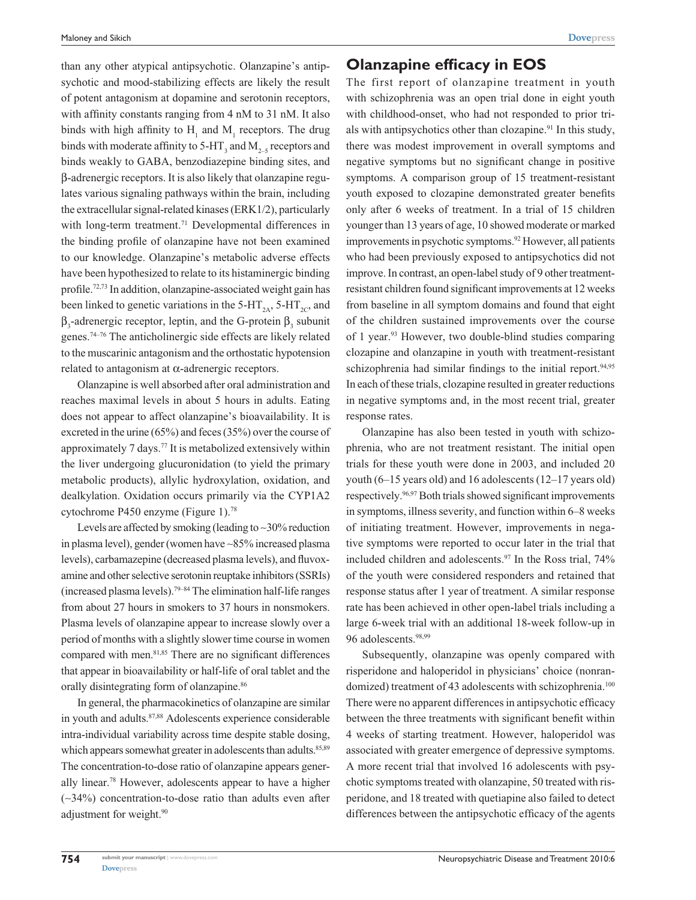than any other atypical antipsychotic. Olanzapine's antipsychotic and mood-stabilizing effects are likely the result of potent antagonism at dopamine and serotonin receptors, with affinity constants ranging from 4 nM to 31 nM. It also binds with high affinity to $H_1$ and $M_1$ receptors. The drug binds with moderate affinity to 5-$HT_3$ and $M_{2-5}$ receptors and binds weakly to GABA, benzodiazepine binding sites, and β-adrenergic receptors. It is also likely that olanzapine regulates various signaling pathways within the brain, including the extracellular signal-related kinases (ERK1/2), particularly with long-term treatment.[71] Developmental differences in the binding profile of olanzapine have not been examined to our knowledge. Olanzapine's metabolic adverse effects have been hypothesized to relate to its histaminergic binding profile.[72,73] In addition, olanzapine-associated weight gain has been linked to genetic variations in the 5-$HT_{2A}$, 5-$HT_{2C}$, and $\beta_3$-adrenergic receptor, leptin, and the G-protein $\beta_3$ subunit genes.[74–76] The anticholinergic side effects are likely related to the muscarinic antagonism and the orthostatic hypotension related to antagonism at α-adrenergic receptors.

Olanzapine is well absorbed after oral administration and reaches maximal levels in about 5 hours in adults. Eating does not appear to affect olanzapine's bioavailability. It is excreted in the urine (65%) and feces (35%) over the course of approximately 7 days.[77] It is metabolized extensively within the liver undergoing glucuronidation (to yield the primary metabolic products), allylic hydroxylation, oxidation, and dealkylation. Oxidation occurs primarily via the CYP1A2 cytochrome P450 enzyme (Figure 1).[78]

Levels are affected by smoking (leading to ~30% reduction in plasma level), gender (women have ~85% increased plasma levels), carbamazepine (decreased plasma levels), and fluvoxamine and other selective serotonin reuptake inhibitors (SSRIs) (increased plasma levels).[79–84] The elimination half-life ranges from about 27 hours in smokers to 37 hours in nonsmokers. Plasma levels of olanzapine appear to increase slowly over a period of months with a slightly slower time course in women compared with men.[81,85] There are no significant differences that appear in bioavailability or half-life of oral tablet and the orally disintegrating form of olanzapine.[86]

In general, the pharmacokinetics of olanzapine are similar in youth and adults.[87,88] Adolescents experience considerable intra-individual variability across time despite stable dosing, which appears somewhat greater in adolescents than adults.[85,89] The concentration-to-dose ratio of olanzapine appears generally linear.[78] However, adolescents appear to have a higher (~34%) concentration-to-dose ratio than adults even after adjustment for weight.[90]

## Olanzapine efficacy in EOS

The first report of olanzapine treatment in youth with schizophrenia was an open trial done in eight youth with childhood-onset, who had not responded to prior trials with antipsychotics other than clozapine.[91] In this study, there was modest improvement in overall symptoms and negative symptoms but no significant change in positive symptoms. A comparison group of 15 treatment-resistant youth exposed to clozapine demonstrated greater benefits only after 6 weeks of treatment. In a trial of 15 children younger than 13 years of age, 10 showed moderate or marked improvements in psychotic symptoms.[92] However, all patients who had been previously exposed to antipsychotics did not improve. In contrast, an open-label study of 9 other treatment-resistant children found significant improvements at 12 weeks from baseline in all symptom domains and found that eight of the children sustained improvements over the course of 1 year.[93] However, two double-blind studies comparing clozapine and olanzapine in youth with treatment-resistant schizophrenia had similar findings to the initial report.[94,95] In each of these trials, clozapine resulted in greater reductions in negative symptoms and, in the most recent trial, greater response rates.

Olanzapine has also been tested in youth with schizophrenia, who are not treatment resistant. The initial open trials for these youth were done in 2003, and included 20 youth (6–15 years old) and 16 adolescents (12–17 years old) respectively.[96,97] Both trials showed significant improvements in symptoms, illness severity, and function within 6–8 weeks of initiating treatment. However, improvements in negative symptoms were reported to occur later in the trial that included children and adolescents.[97] In the Ross trial, 74% of the youth were considered responders and retained that response status after 1 year of treatment. A similar response rate has been achieved in other open-label trials including a large 6-week trial with an additional 18-week follow-up in 96 adolescents.[98,99]

Subsequently, olanzapine was openly compared with risperidone and haloperidol in physicians' choice (nonrandomized) treatment of 43 adolescents with schizophrenia.[100] There were no apparent differences in antipsychotic efficacy between the three treatments with significant benefit within 4 weeks of starting treatment. However, haloperidol was associated with greater emergence of depressive symptoms. A more recent trial that involved 16 adolescents with psychotic symptoms treated with olanzapine, 50 treated with risperidone, and 18 treated with quetiapine also failed to detect differences between the antipsychotic efficacy of the agents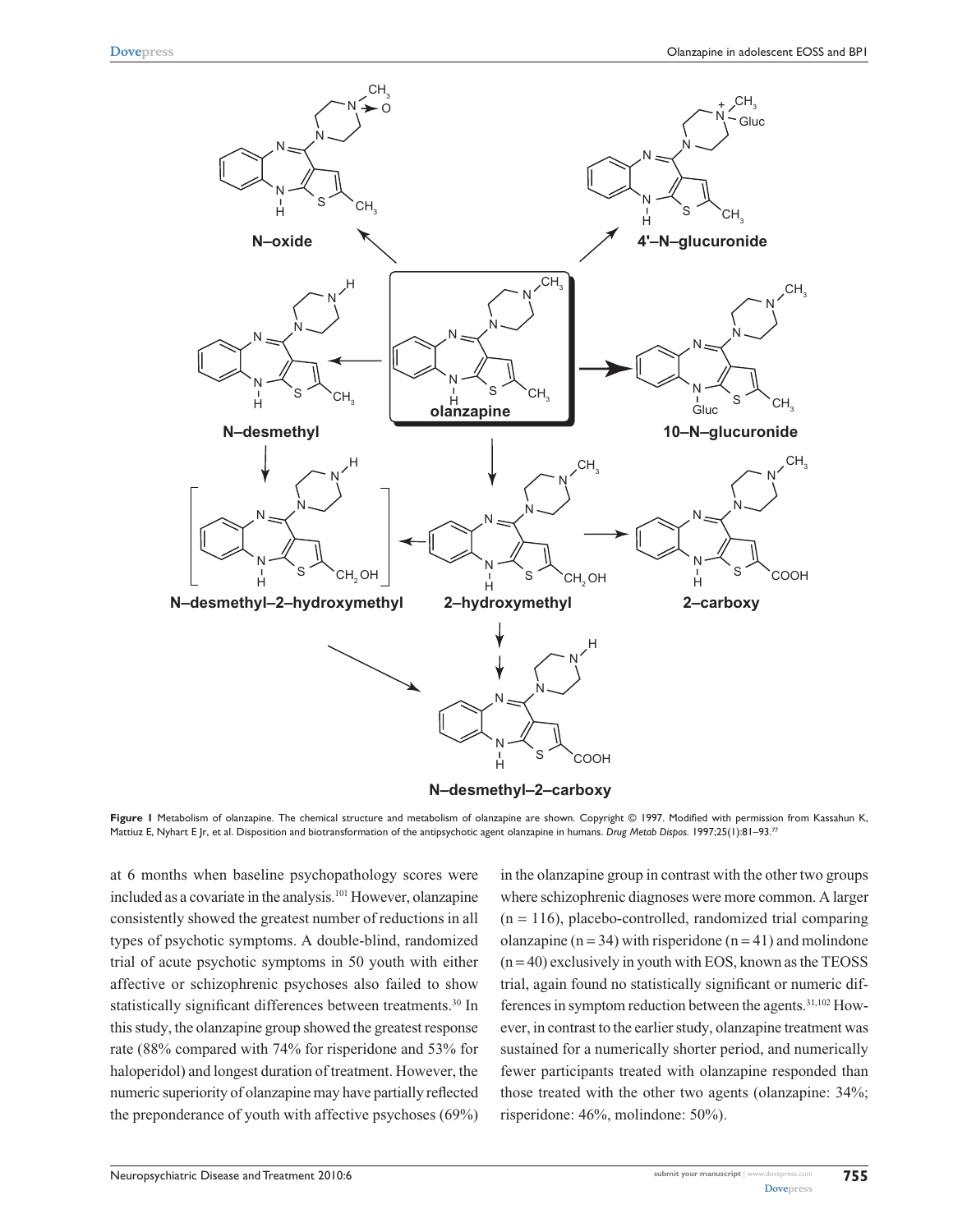**Figure 1** Metabolism of olanzapine. The chemical structure and metabolism of olanzapine are shown. Copyright © 1997. Modified with permission from Kassahun K, Mattiuz E, Nyhart E Jr, et al. Disposition and biotransformation of the antipsychotic agent olanzapine in humans. *Drug Metab Dispos.* 1997;25(1):81–93.[77]

at 6 months when baseline psychopathology scores were included as a covariate in the analysis.[101] However, olanzapine consistently showed the greatest number of reductions in all types of psychotic symptoms. A double-blind, randomized trial of acute psychotic symptoms in 50 youth with either affective or schizophrenic psychoses also failed to show statistically significant differences between treatments.[30] In this study, the olanzapine group showed the greatest response rate (88% compared with 74% for risperidone and 53% for haloperidol) and longest duration of treatment. However, the numeric superiority of olanzapine may have partially reflected the preponderance of youth with affective psychoses (69%) in the olanzapine group in contrast with the other two groups where schizophrenic diagnoses were more common. A larger (n = 116), placebo-controlled, randomized trial comparing olanzapine (n = 34) with risperidone (n = 41) and molindone (n = 40) exclusively in youth with EOS, known as the TEOSS trial, again found no statistically significant or numeric differences in symptom reduction between the agents.[31,102] However, in contrast to the earlier study, olanzapine treatment was sustained for a numerically shorter period, and numerically fewer participants treated with olanzapine responded than those treated with the other two agents (olanzapine: 34%; risperidone: 46%, molindone: 50%).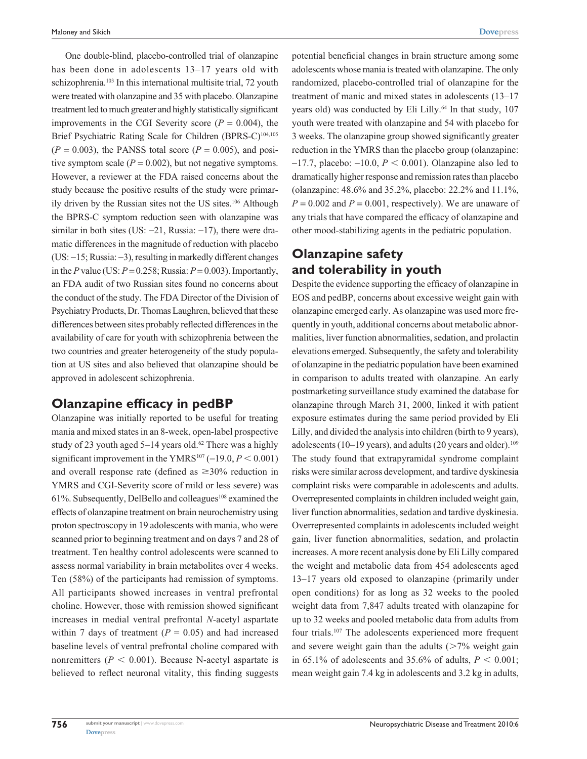One double-blind, placebo-controlled trial of olanzapine has been done in adolescents 13–17 years old with schizophrenia.[103] In this international multisite trial, 72 youth were treated with olanzapine and 35 with placebo. Olanzapine treatment led to much greater and highly statistically significant improvements in the CGI Severity score ($P = 0.004$), the Brief Psychiatric Rating Scale for Children (BPRS-C)[104,105] ($P = 0.003$), the PANSS total score ($P = 0.005$), and positive symptom scale ($P = 0.002$), but not negative symptoms. However, a reviewer at the FDA raised concerns about the study because the positive results of the study were primarily driven by the Russian sites not the US sites.[106] Although the BPRS-C symptom reduction seen with olanzapine was similar in both sites (US: −21, Russia: −17), there were dramatic differences in the magnitude of reduction with placebo (US: −15; Russia: −3), resulting in markedly different changes in the *P* value (US: $P = 0.258$; Russia: $P = 0.003$). Importantly, an FDA audit of two Russian sites found no concerns about the conduct of the study. The FDA Director of the Division of Psychiatry Products, Dr. Thomas Laughren, believed that these differences between sites probably reflected differences in the availability of care for youth with schizophrenia between the two countries and greater heterogeneity of the study population at US sites and also believed that olanzapine should be approved in adolescent schizophrenia.

## Olanzapine efficacy in pedBP

Olanzapine was initially reported to be useful for treating mania and mixed states in an 8-week, open-label prospective study of 23 youth aged 5–14 years old.[62] There was a highly significant improvement in the YMRS[107] (−19.0, $P < 0.001$) and overall response rate (defined as ≥30% reduction in YMRS and CGI-Severity score of mild or less severe) was 61%. Subsequently, DelBello and colleagues[108] examined the effects of olanzapine treatment on brain neurochemistry using proton spectroscopy in 19 adolescents with mania, who were scanned prior to beginning treatment and on days 7 and 28 of treatment. Ten healthy control adolescents were scanned to assess normal variability in brain metabolites over 4 weeks. Ten (58%) of the participants had remission of symptoms. All participants showed increases in ventral prefrontal choline. However, those with remission showed significant increases in medial ventral prefrontal *N*-acetyl aspartate within 7 days of treatment ($P = 0.05$) and had increased baseline levels of ventral prefrontal choline compared with nonremitters ($P < 0.001$). Because N-acetyl aspartate is believed to reflect neuronal vitality, this finding suggests potential beneficial changes in brain structure among some adolescents whose mania is treated with olanzapine. The only randomized, placebo-controlled trial of olanzapine for the treatment of manic and mixed states in adolescents (13–17 years old) was conducted by Eli Lilly.[64] In that study, 107 youth were treated with olanzapine and 54 with placebo for 3 weeks. The olanzapine group showed significantly greater reduction in the YMRS than the placebo group (olanzapine: −17.7, placebo: −10.0, $P < 0.001$). Olanzapine also led to dramatically higher response and remission rates than placebo (olanzapine: 48.6% and 35.2%, placebo: 22.2% and 11.1%, $P = 0.002$ and $P = 0.001$, respectively). We are unaware of any trials that have compared the efficacy of olanzapine and other mood-stabilizing agents in the pediatric population.

## Olanzapine safety and tolerability in youth

Despite the evidence supporting the efficacy of olanzapine in EOS and pedBP, concerns about excessive weight gain with olanzapine emerged early. As olanzapine was used more frequently in youth, additional concerns about metabolic abnormalities, liver function abnormalities, sedation, and prolactin elevations emerged. Subsequently, the safety and tolerability of olanzapine in the pediatric population have been examined in comparison to adults treated with olanzapine. An early postmarketing surveillance study examined the database for olanzapine through March 31, 2000, linked it with patient exposure estimates during the same period provided by Eli Lilly, and divided the analysis into children (birth to 9 years), adolescents (10–19 years), and adults (20 years and older).[109] The study found that extrapyramidal syndrome complaint risks were similar across development, and tardive dyskinesia complaint risks were comparable in adolescents and adults. Overrepresented complaints in children included weight gain, liver function abnormalities, sedation and tardive dyskinesia. Overrepresented complaints in adolescents included weight gain, liver function abnormalities, sedation, and prolactin increases. A more recent analysis done by Eli Lilly compared the weight and metabolic data from 454 adolescents aged 13–17 years old exposed to olanzapine (primarily under open conditions) for as long as 32 weeks to the pooled weight data from 7,847 adults treated with olanzapine for up to 32 weeks and pooled metabolic data from adults from four trials.[107] The adolescents experienced more frequent and severe weight gain than the adults (>7% weight gain in 65.1% of adolescents and 35.6% of adults, $P < 0.001$; mean weight gain 7.4 kg in adolescents and 3.2 kg in adults,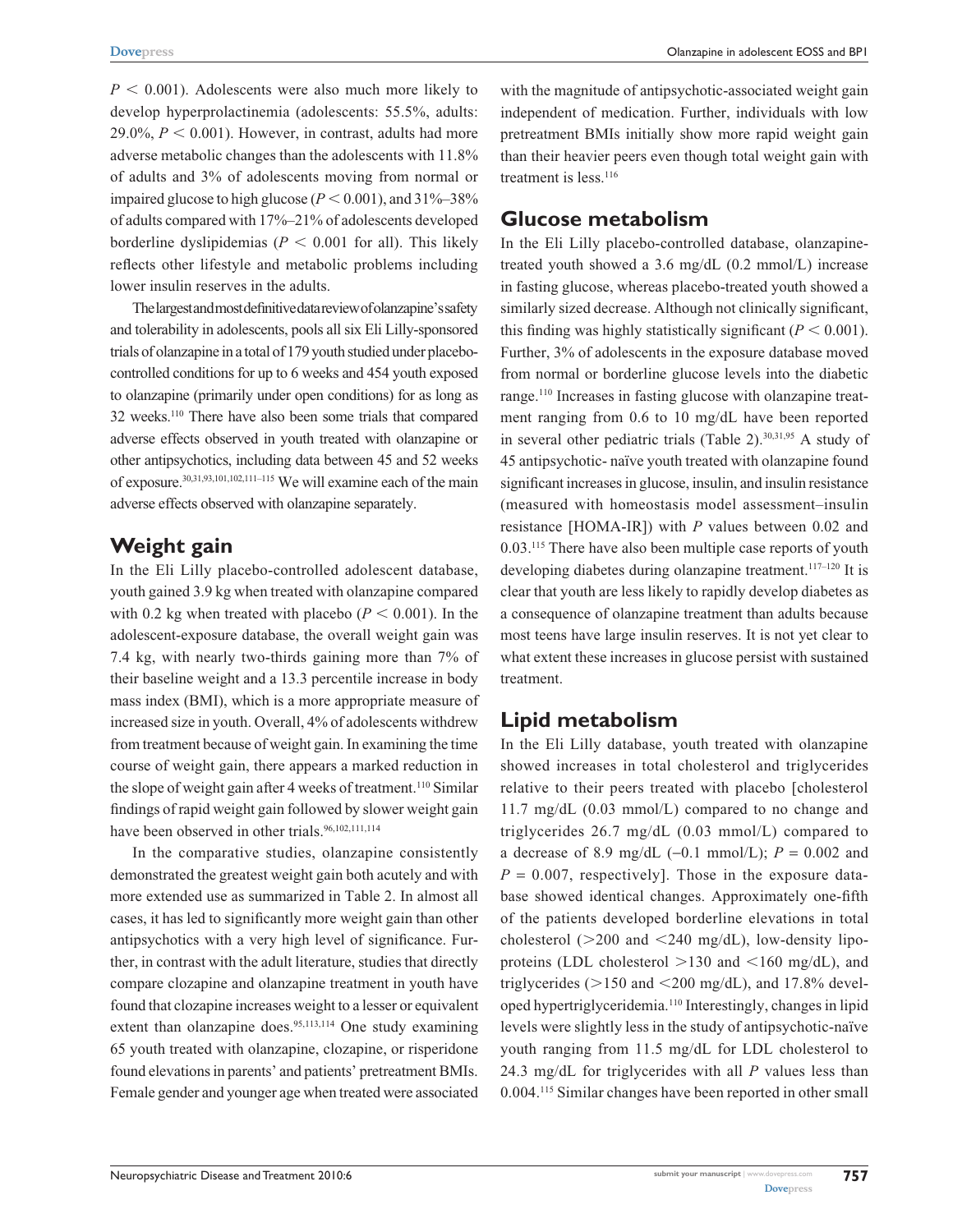$P < 0.001$). Adolescents were also much more likely to develop hyperprolactinemia (adolescents: 55.5%, adults: 29.0%, $P < 0.001$). However, in contrast, adults had more adverse metabolic changes than the adolescents with 11.8% of adults and 3% of adolescents moving from normal or impaired glucose to high glucose ($P < 0.001$), and 31%–38% of adults compared with 17%–21% of adolescents developed borderline dyslipidemias ($P < 0.001$ for all). This likely reflects other lifestyle and metabolic problems including lower insulin reserves in the adults.

The largest and most definitive data review of olanzapine's safety and tolerability in adolescents, pools all six Eli Lilly-sponsored trials of olanzapine in a total of 179 youth studied under placebo-controlled conditions for up to 6 weeks and 454 youth exposed to olanzapine (primarily under open conditions) for as long as 32 weeks.[110] There have also been some trials that compared adverse effects observed in youth treated with olanzapine or other antipsychotics, including data between 45 and 52 weeks of exposure.[30,31,93,101,102,111–115] We will examine each of the main adverse effects observed with olanzapine separately.

## Weight gain

In the Eli Lilly placebo-controlled adolescent database, youth gained 3.9 kg when treated with olanzapine compared with 0.2 kg when treated with placebo ($P < 0.001$). In the adolescent-exposure database, the overall weight gain was 7.4 kg, with nearly two-thirds gaining more than 7% of their baseline weight and a 13.3 percentile increase in body mass index (BMI), which is a more appropriate measure of increased size in youth. Overall, 4% of adolescents withdrew from treatment because of weight gain. In examining the time course of weight gain, there appears a marked reduction in the slope of weight gain after 4 weeks of treatment.[110] Similar findings of rapid weight gain followed by slower weight gain have been observed in other trials.[96,102,111,114]

In the comparative studies, olanzapine consistently demonstrated the greatest weight gain both acutely and with more extended use as summarized in Table 2. In almost all cases, it has led to significantly more weight gain than other antipsychotics with a very high level of significance. Further, in contrast with the adult literature, studies that directly compare clozapine and olanzapine treatment in youth have found that clozapine increases weight to a lesser or equivalent extent than olanzapine does.[95,113,114] One study examining 65 youth treated with olanzapine, clozapine, or risperidone found elevations in parents' and patients' pretreatment BMIs. Female gender and younger age when treated were associated with the magnitude of antipsychotic-associated weight gain independent of medication. Further, individuals with low pretreatment BMIs initially show more rapid weight gain than their heavier peers even though total weight gain with treatment is less.[116]

## Glucose metabolism

In the Eli Lilly placebo-controlled database, olanzapine-treated youth showed a 3.6 mg/dL (0.2 mmol/L) increase in fasting glucose, whereas placebo-treated youth showed a similarly sized decrease. Although not clinically significant, this finding was highly statistically significant ($P < 0.001$). Further, 3% of adolescents in the exposure database moved from normal or borderline glucose levels into the diabetic range.[110] Increases in fasting glucose with olanzapine treatment ranging from 0.6 to 10 mg/dL have been reported in several other pediatric trials (Table 2).[30,31,95] A study of 45 antipsychotic- naïve youth treated with olanzapine found significant increases in glucose, insulin, and insulin resistance (measured with homeostasis model assessment–insulin resistance [HOMA-IR]) with $P$ values between 0.02 and 0.03.[115] There have also been multiple case reports of youth developing diabetes during olanzapine treatment.[117–120] It is clear that youth are less likely to rapidly develop diabetes as a consequence of olanzapine treatment than adults because most teens have large insulin reserves. It is not yet clear to what extent these increases in glucose persist with sustained treatment.

## Lipid metabolism

In the Eli Lilly database, youth treated with olanzapine showed increases in total cholesterol and triglycerides relative to their peers treated with placebo [cholesterol 11.7 mg/dL (0.03 mmol/L) compared to no change and triglycerides 26.7 mg/dL (0.03 mmol/L) compared to a decrease of 8.9 mg/dL (–0.1 mmol/L); $P = 0.002$ and $P = 0.007$, respectively]. Those in the exposure database showed identical changes. Approximately one-fifth of the patients developed borderline elevations in total cholesterol (>200 and <240 mg/dL), low-density lipoproteins (LDL cholesterol >130 and <160 mg/dL), and triglycerides (>150 and <200 mg/dL), and 17.8% developed hypertriglyceridemia.[110] Interestingly, changes in lipid levels were slightly less in the study of antipsychotic-naïve youth ranging from 11.5 mg/dL for LDL cholesterol to 24.3 mg/dL for triglycerides with all $P$ values less than 0.004.[115] Similar changes have been reported in other small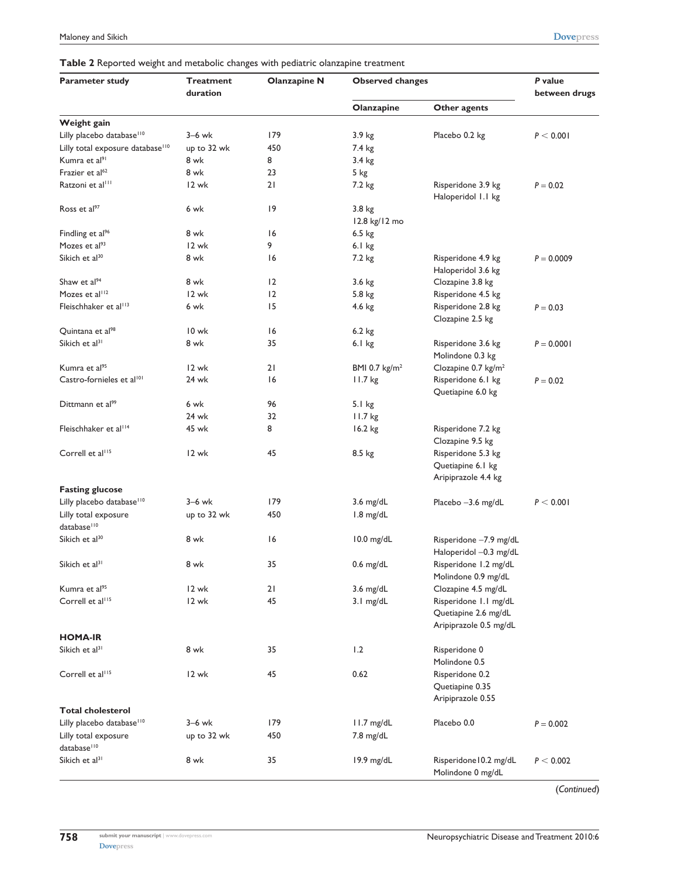**Table 2** Reported weight and metabolic changes with pediatric olanzapine treatment

| Parameter study | Treatment duration | Olanzapine N | Observed changes | | *P* value between drugs |
|---|---|---|---|---|---|
| | | | Olanzapine | Other agents | |
| **Weight gain** | | | | | |
| Lilly placebo database[110] | 3–6 wk | 179 | 3.9 kg | Placebo 0.2 kg | $P < 0.001$ |
| Lilly total exposure database[110] | up to 32 wk | 450 | 7.4 kg | | |
| Kumra et al[91] | 8 wk | 8 | 3.4 kg | | |
| Frazier et al[62] | 8 wk | 23 | 5 kg | | |
| Ratzoni et al[111] | 12 wk | 21 | 7.2 kg | Risperidone 3.9 kg<br>Haloperidol 1.1 kg | $P = 0.02$ |
| Ross et al[97] | 6 wk | 19 | 3.8 kg<br>12.8 kg/12 mo | | |
| Findling et al[96] | 8 wk | 16 | 6.5 kg | | |
| Mozes et al[93] | 12 wk | 9 | 6.1 kg | | |
| Sikich et al[30] | 8 wk | 16 | 7.2 kg | Risperidone 4.9 kg<br>Haloperidol 3.6 kg | $P = 0.0009$ |
| Shaw et al[94] | 8 wk | 12 | 3.6 kg | Clozapine 3.8 kg | |
| Mozes et al[112] | 12 wk | 12 | 5.8 kg | Risperidone 4.5 kg | |
| Fleischhaker et al[113] | 6 wk | 15 | 4.6 kg | Risperidone 2.8 kg<br>Clozapine 2.5 kg | $P = 0.03$ |
| Quintana et al[98] | 10 wk | 16 | 6.2 kg | | |
| Sikich et al[31] | 8 wk | 35 | 6.1 kg | Risperidone 3.6 kg<br>Molindone 0.3 kg | $P = 0.0001$ |
| Kumra et al[95] | 12 wk | 21 | BMI 0.7 kg/m$^2$ | Clozapine 0.7 kg/m$^2$ | |
| Castro-fornieles et al[101] | 24 wk | 16 | 11.7 kg | Risperidone 6.1 kg<br>Quetiapine 6.0 kg | $P = 0.02$ |
| Dittmann et al[99] | 6 wk<br>24 wk | 96<br>32 | 5.1 kg<br>11.7 kg | | |
| Fleischhaker et al[114] | 45 wk | 8 | 16.2 kg | Risperidone 7.2 kg<br>Clozapine 9.5 kg | |
| Correll et al[115] | 12 wk | 45 | 8.5 kg | Risperidone 5.3 kg<br>Quetiapine 6.1 kg<br>Aripiprazole 4.4 kg | |
| **Fasting glucose** | | | | | |
| Lilly placebo database[110] | 3–6 wk | 179 | 3.6 mg/dL | Placebo –3.6 mg/dL | $P < 0.001$ |
| Lilly total exposure database[110] | up to 32 wk | 450 | 1.8 mg/dL | | |
| Sikich et al[30] | 8 wk | 16 | 10.0 mg/dL | Risperidone –7.9 mg/dL<br>Haloperidol –0.3 mg/dL | |
| Sikich et al[31] | 8 wk | 35 | 0.6 mg/dL | Risperidone 1.2 mg/dL<br>Molindone 0.9 mg/dL | |
| Kumra et al[95] | 12 wk | 21 | 3.6 mg/dL | Clozapine 4.5 mg/dL | |
| Correll et al[115] | 12 wk | 45 | 3.1 mg/dL | Risperidone 1.1 mg/dL<br>Quetiapine 2.6 mg/dL<br>Aripiprazole 0.5 mg/dL | |
| **HOMA-IR** | | | | | |
| Sikich et al[31] | 8 wk | 35 | 1.2 | Risperidone 0<br>Molindone 0.5 | |
| Correll et al[115] | 12 wk | 45 | 0.62 | Risperidone 0.2<br>Quetiapine 0.35<br>Aripiprazole 0.55 | |
| **Total cholesterol** | | | | | |
| Lilly placebo database[110] | 3–6 wk | 179 | 11.7 mg/dL | Placebo 0.0 | $P = 0.002$ |
| Lilly total exposure database[110] | up to 32 wk | 450 | 7.8 mg/dL | | |
| Sikich et al[31] | 8 wk | 35 | 19.9 mg/dL | Risperidone10.2 mg/dL<br>Molindone 0 mg/dL | $P < 0.002$ |

(*Continued*)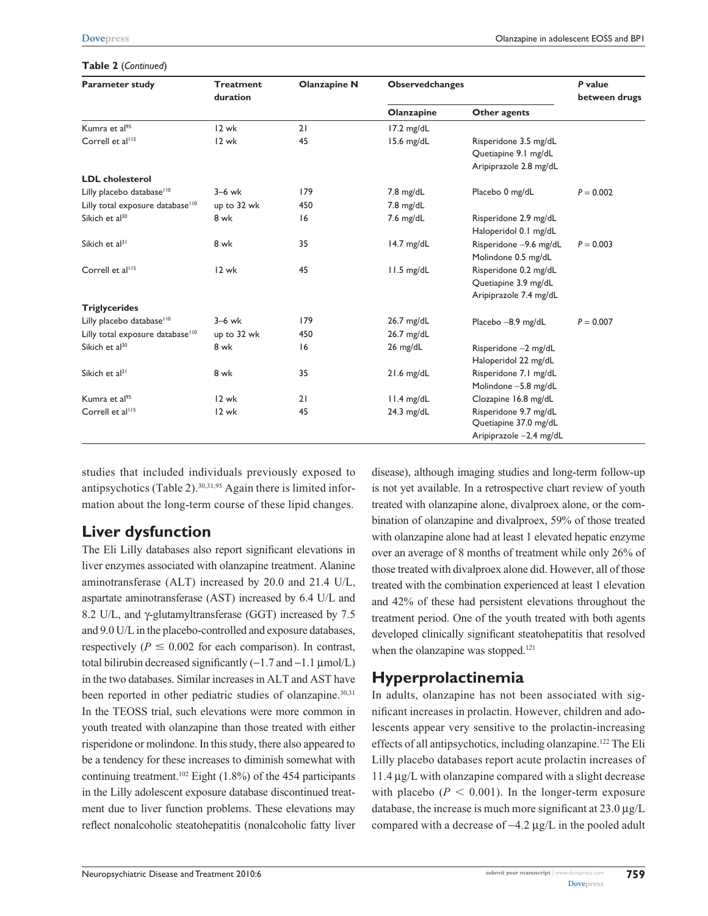**Table 2** (*Continued*)

| Parameter study | Treatment duration | Olanzapine N | Observedchanges | | *P* value between drugs |
|---|---|---|---|---|---|
| | | | Olanzapine | Other agents | |
| Kumra et al[95] | 12 wk | 21 | 17.2 mg/dL | | |
| Correll et al[115] | 12 wk | 45 | 15.6 mg/dL | Risperidone 3.5 mg/dL<br>Quetiapine 9.1 mg/dL<br>Aripiprazole 2.8 mg/dL | |
| **LDL cholesterol** | | | | | |
| Lilly placebo database[110] | 3–6 wk | 179 | 7.8 mg/dL | Placebo 0 mg/dL | $P = 0.002$ |
| Lilly total exposure database[110] | up to 32 wk | 450 | 7.8 mg/dL | | |
| Sikich et al[30] | 8 wk | 16 | 7.6 mg/dL | Risperidone 2.9 mg/dL<br>Haloperidol 0.1 mg/dL | |
| Sikich et al[31] | 8 wk | 35 | 14.7 mg/dL | Risperidone −9.6 mg/dL<br>Molindone 0.5 mg/dL | $P = 0.003$ |
| Correll et al[115] | 12 wk | 45 | 11.5 mg/dL | Risperidone 0.2 mg/dL<br>Quetiapine 3.9 mg/dL<br>Aripiprazole 7.4 mg/dL | |
| **Triglycerides** | | | | | |
| Lilly placebo database[110] | 3–6 wk | 179 | 26.7 mg/dL | Placebo −8.9 mg/dL | $P = 0.007$ |
| Lilly total exposure database[110] | up to 32 wk | 450 | 26.7 mg/dL | | |
| Sikich et al[30] | 8 wk | 16 | 26 mg/dL | Risperidone −2 mg/dL<br>Haloperidol 22 mg/dL | |
| Sikich et al[31] | 8 wk | 35 | 21.6 mg/dL | Risperidone 7.1 mg/dL<br>Molindone −5.8 mg/dL | |
| Kumra et al[95] | 12 wk | 21 | 11.4 mg/dL | Clozapine 16.8 mg/dL | |
| Correll et al[115] | 12 wk | 45 | 24.3 mg/dL | Risperidone 9.7 mg/dL<br>Quetiapine 37.0 mg/dL<br>Aripiprazole −2.4 mg/dL | |

studies that included individuals previously exposed to antipsychotics (Table 2).[30,31,95] Again there is limited information about the long-term course of these lipid changes.

## Liver dysfunction

The Eli Lilly databases also report significant elevations in liver enzymes associated with olanzapine treatment. Alanine aminotransferase (ALT) increased by 20.0 and 21.4 U/L, aspartate aminotransferase (AST) increased by 6.4 U/L and 8.2 U/L, and γ-glutamyltransferase (GGT) increased by 7.5 and 9.0 U/L in the placebo-controlled and exposure databases, respectively ($P \leq 0.002$ for each comparison). In contrast, total bilirubin decreased significantly (−1.7 and −1.1 μmol/L) in the two databases. Similar increases in ALT and AST have been reported in other pediatric studies of olanzapine.[30,31] In the TEOSS trial, such elevations were more common in youth treated with olanzapine than those treated with either risperidone or molindone. In this study, there also appeared to be a tendency for these increases to diminish somewhat with continuing treatment.[102] Eight (1.8%) of the 454 participants in the Lilly adolescent exposure database discontinued treatment due to liver function problems. These elevations may reflect nonalcoholic steatohepatitis (nonalcoholic fatty liver disease), although imaging studies and long-term follow-up is not yet available. In a retrospective chart review of youth treated with olanzapine alone, divalproex alone, or the combination of olanzapine and divalproex, 59% of those treated with olanzapine alone had at least 1 elevated hepatic enzyme over an average of 8 months of treatment while only 26% of those treated with divalproex alone did. However, all of those treated with the combination experienced at least 1 elevation and 42% of these had persistent elevations throughout the treatment period. One of the youth treated with both agents developed clinically significant steatohepatitis that resolved when the olanzapine was stopped.[121]

## Hyperprolactinemia

In adults, olanzapine has not been associated with significant increases in prolactin. However, children and adolescents appear very sensitive to the prolactin-increasing effects of all antipsychotics, including olanzapine.[122] The Eli Lilly placebo databases report acute prolactin increases of 11.4 μg/L with olanzapine compared with a slight decrease with placebo ($P < 0.001$). In the longer-term exposure database, the increase is much more significant at 23.0 μg/L compared with a decrease of −4.2 μg/L in the pooled adult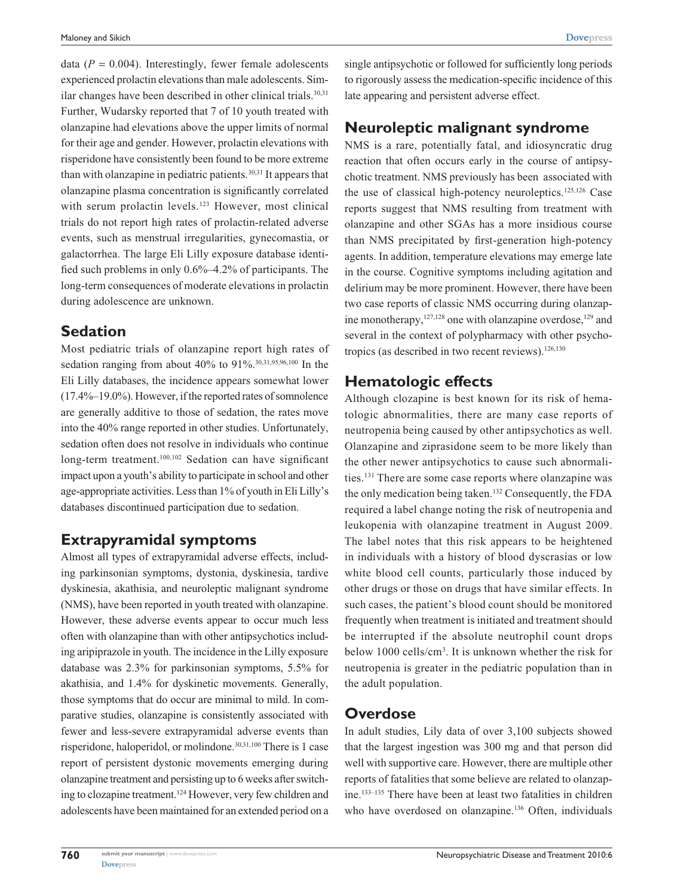data ($P = 0.004$). Interestingly, fewer female adolescents experienced prolactin elevations than male adolescents. Similar changes have been described in other clinical trials.[30,31] Further, Wudarsky reported that 7 of 10 youth treated with olanzapine had elevations above the upper limits of normal for their age and gender. However, prolactin elevations with risperidone have consistently been found to be more extreme than with olanzapine in pediatric patients.[30,31] It appears that olanzapine plasma concentration is significantly correlated with serum prolactin levels.[123] However, most clinical trials do not report high rates of prolactin-related adverse events, such as menstrual irregularities, gynecomastia, or galactorrhea. The large Eli Lilly exposure database identified such problems in only 0.6%–4.2% of participants. The long-term consequences of moderate elevations in prolactin during adolescence are unknown.

## Sedation

Most pediatric trials of olanzapine report high rates of sedation ranging from about 40% to 91%.[30,31,95,96,100] In the Eli Lilly databases, the incidence appears somewhat lower (17.4%–19.0%). However, if the reported rates of somnolence are generally additive to those of sedation, the rates move into the 40% range reported in other studies. Unfortunately, sedation often does not resolve in individuals who continue long-term treatment.[100,102] Sedation can have significant impact upon a youth's ability to participate in school and other age-appropriate activities. Less than 1% of youth in Eli Lilly's databases discontinued participation due to sedation.

## Extrapyramidal symptoms

Almost all types of extrapyramidal adverse effects, including parkinsonian symptoms, dystonia, dyskinesia, tardive dyskinesia, akathisia, and neuroleptic malignant syndrome (NMS), have been reported in youth treated with olanzapine. However, these adverse events appear to occur much less often with olanzapine than with other antipsychotics including aripiprazole in youth. The incidence in the Lilly exposure database was 2.3% for parkinsonian symptoms, 5.5% for akathisia, and 1.4% for dyskinetic movements. Generally, those symptoms that do occur are minimal to mild. In comparative studies, olanzapine is consistently associated with fewer and less-severe extrapyramidal adverse events than risperidone, haloperidol, or molindone.[30,31,100] There is 1 case report of persistent dystonic movements emerging during olanzapine treatment and persisting up to 6 weeks after switching to clozapine treatment.[124] However, very few children and adolescents have been maintained for an extended period on a single antipsychotic or followed for sufficiently long periods to rigorously assess the medication-specific incidence of this late appearing and persistent adverse effect.

## Neuroleptic malignant syndrome

NMS is a rare, potentially fatal, and idiosyncratic drug reaction that often occurs early in the course of antipsychotic treatment. NMS previously has been associated with the use of classical high-potency neuroleptics.[125,126] Case reports suggest that NMS resulting from treatment with olanzapine and other SGAs has a more insidious course than NMS precipitated by first-generation high-potency agents. In addition, temperature elevations may emerge late in the course. Cognitive symptoms including agitation and delirium may be more prominent. However, there have been two case reports of classic NMS occurring during olanzapine monotherapy,[127,128] one with olanzapine overdose,[129] and several in the context of polypharmacy with other psychotropics (as described in two recent reviews).[126,130]

## Hematologic effects

Although clozapine is best known for its risk of hematologic abnormalities, there are many case reports of neutropenia being caused by other antipsychotics as well. Olanzapine and ziprasidone seem to be more likely than the other newer antipsychotics to cause such abnormalities.[131] There are some case reports where olanzapine was the only medication being taken.[132] Consequently, the FDA required a label change noting the risk of neutropenia and leukopenia with olanzapine treatment in August 2009. The label notes that this risk appears to be heightened in individuals with a history of blood dyscrasias or low white blood cell counts, particularly those induced by other drugs or those on drugs that have similar effects. In such cases, the patient's blood count should be monitored frequently when treatment is initiated and treatment should be interrupted if the absolute neutrophil count drops below 1000 cells/cm$^3$. It is unknown whether the risk for neutropenia is greater in the pediatric population than in the adult population.

## Overdose

In adult studies, Lily data of over 3,100 subjects showed that the largest ingestion was 300 mg and that person did well with supportive care. However, there are multiple other reports of fatalities that some believe are related to olanzapine.[133–135] There have been at least two fatalities in children who have overdosed on olanzapine.[136] Often, individuals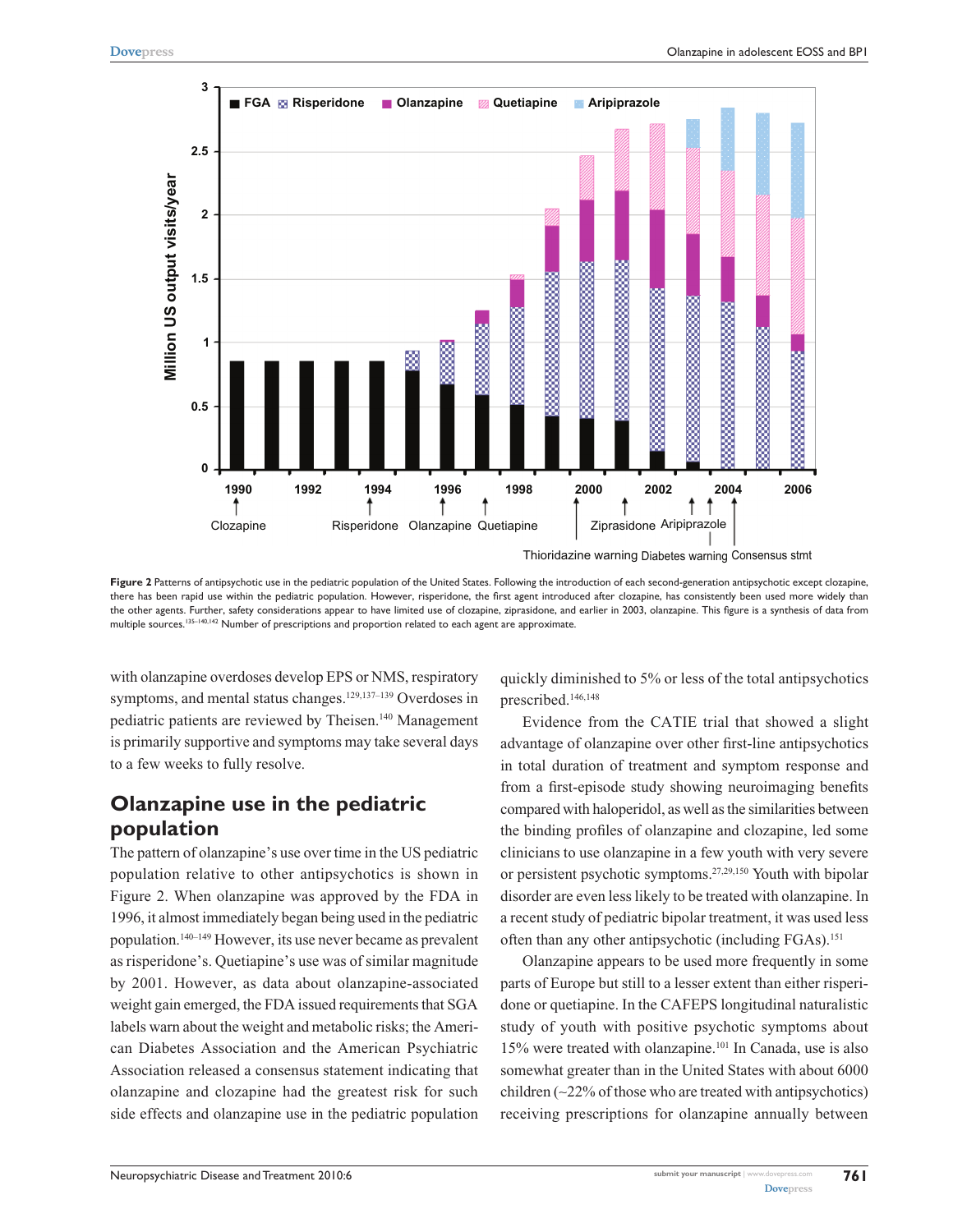**Figure 2** Patterns of antipsychotic use in the pediatric population of the United States. Following the introduction of each second-generation antipsychotic except clozapine, there has been rapid use within the pediatric population. However, risperidone, the first agent introduced after clozapine, has consistently been used more widely than the other agents. Further, safety considerations appear to have limited use of clozapine, ziprasidone, and earlier in 2003, olanzapine. This figure is a synthesis of data from multiple sources.[135–140,142] Number of prescriptions and proportion related to each agent are approximate.

with olanzapine overdoses develop EPS or NMS, respiratory symptoms, and mental status changes.[129,137–139] Overdoses in pediatric patients are reviewed by Theisen.[140] Management is primarily supportive and symptoms may take several days to a few weeks to fully resolve.

## Olanzapine use in the pediatric population

The pattern of olanzapine's use over time in the US pediatric population relative to other antipsychotics is shown in Figure 2. When olanzapine was approved by the FDA in 1996, it almost immediately began being used in the pediatric population.[140–149] However, its use never became as prevalent as risperidone's. Quetiapine's use was of similar magnitude by 2001. However, as data about olanzapine-associated weight gain emerged, the FDA issued requirements that SGA labels warn about the weight and metabolic risks; the American Diabetes Association and the American Psychiatric Association released a consensus statement indicating that olanzapine and clozapine had the greatest risk for such side effects and olanzapine use in the pediatric population quickly diminished to 5% or less of the total antipsychotics prescribed.[146,148]

Evidence from the CATIE trial that showed a slight advantage of olanzapine over other first-line antipsychotics in total duration of treatment and symptom response and from a first-episode study showing neuroimaging benefits compared with haloperidol, as well as the similarities between the binding profiles of olanzapine and clozapine, led some clinicians to use olanzapine in a few youth with very severe or persistent psychotic symptoms.[27,29,150] Youth with bipolar disorder are even less likely to be treated with olanzapine. In a recent study of pediatric bipolar treatment, it was used less often than any other antipsychotic (including FGAs).[151]

Olanzapine appears to be used more frequently in some parts of Europe but still to a lesser extent than either risperidone or quetiapine. In the CAFEPS longitudinal naturalistic study of youth with positive psychotic symptoms about 15% were treated with olanzapine.[101] In Canada, use is also somewhat greater than in the United States with about 6000 children (~22% of those who are treated with antipsychotics) receiving prescriptions for olanzapine annually between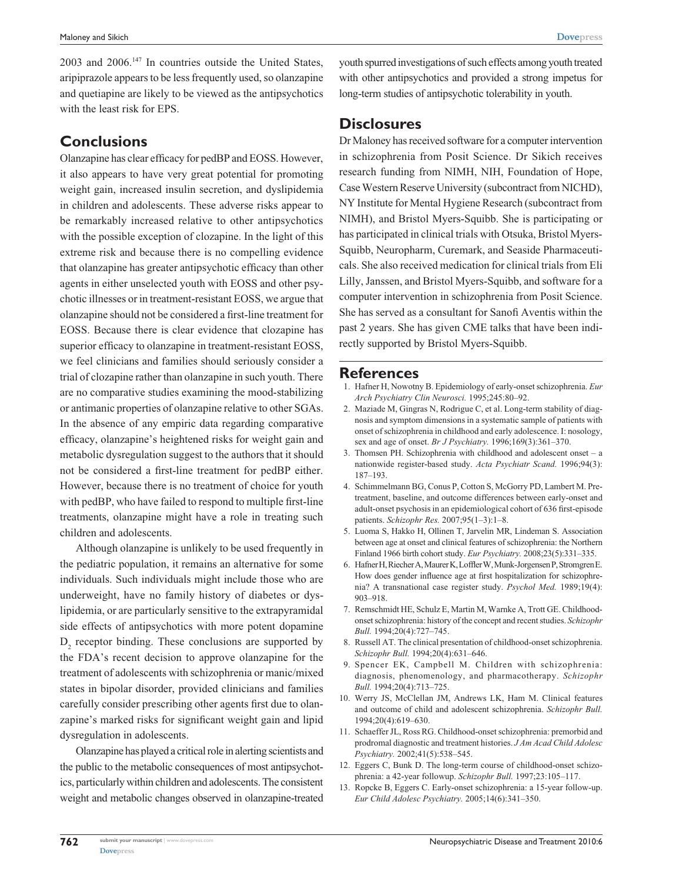2003 and 2006.[147] In countries outside the United States, aripiprazole appears to be less frequently used, so olanzapine and quetiapine are likely to be viewed as the antipsychotics with the least risk for EPS.

## Conclusions

Olanzapine has clear efficacy for pedBP and EOSS. However, it also appears to have very great potential for promoting weight gain, increased insulin secretion, and dyslipidemia in children and adolescents. These adverse risks appear to be remarkably increased relative to other antipsychotics with the possible exception of clozapine. In the light of this extreme risk and because there is no compelling evidence that olanzapine has greater antipsychotic efficacy than other agents in either unselected youth with EOSS and other psychotic illnesses or in treatment-resistant EOSS, we argue that olanzapine should not be considered a first-line treatment for EOSS. Because there is clear evidence that clozapine has superior efficacy to olanzapine in treatment-resistant EOSS, we feel clinicians and families should seriously consider a trial of clozapine rather than olanzapine in such youth. There are no comparative studies examining the mood-stabilizing or antimanic properties of olanzapine relative to other SGAs. In the absence of any empiric data regarding comparative efficacy, olanzapine's heightened risks for weight gain and metabolic dysregulation suggest to the authors that it should not be considered a first-line treatment for pedBP either. However, because there is no treatment of choice for youth with pedBP, who have failed to respond to multiple first-line treatments, olanzapine might have a role in treating such children and adolescents.

Although olanzapine is unlikely to be used frequently in the pediatric population, it remains an alternative for some individuals. Such individuals might include those who are underweight, have no family history of diabetes or dyslipidemia, or are particularly sensitive to the extrapyramidal side effects of antipsychotics with more potent dopamine $D_2$ receptor binding. These conclusions are supported by the FDA's recent decision to approve olanzapine for the treatment of adolescents with schizophrenia or manic/mixed states in bipolar disorder, provided clinicians and families carefully consider prescribing other agents first due to olanzapine's marked risks for significant weight gain and lipid dysregulation in adolescents.

Olanzapine has played a critical role in alerting scientists and the public to the metabolic consequences of most antipsychotics, particularly within children and adolescents. The consistent weight and metabolic changes observed in olanzapine-treated youth spurred investigations of such effects among youth treated with other antipsychotics and provided a strong impetus for long-term studies of antipsychotic tolerability in youth.

## Disclosures

Dr Maloney has received software for a computer intervention in schizophrenia from Posit Science. Dr Sikich receives research funding from NIMH, NIH, Foundation of Hope, Case Western Reserve University (subcontract from NICHD), NY Institute for Mental Hygiene Research (subcontract from NIMH), and Bristol Myers-Squibb. She is participating or has participated in clinical trials with Otsuka, Bristol Myers-Squibb, Neuropharm, Curemark, and Seaside Pharmaceuticals. She also received medication for clinical trials from Eli Lilly, Janssen, and Bristol Myers-Squibb, and software for a computer intervention in schizophrenia from Posit Science. She has served as a consultant for Sanofi Aventis within the past 2 years. She has given CME talks that have been indirectly supported by Bristol Myers-Squibb.

## References

1. Hafner H, Nowotny B. Epidemiology of early-onset schizophrenia. *Eur Arch Psychiatry Clin Neurosci.* 1995;245:80–92.
2. Maziade M, Gingras N, Rodrigue C, et al. Long-term stability of diagnosis and symptom dimensions in a systematic sample of patients with onset of schizophrenia in childhood and early adolescence. I: nosology, sex and age of onset. *Br J Psychiatry.* 1996;169(3):361–370.
3. Thomsen PH. Schizophrenia with childhood and adolescent onset – a nationwide register-based study. *Acta Psychiatr Scand.* 1996;94(3): 187–193.
4. Schimmelmann BG, Conus P, Cotton S, McGorry PD, Lambert M. Pre-treatment, baseline, and outcome differences between early-onset and adult-onset psychosis in an epidemiological cohort of 636 first-episode patients. *Schizophr Res.* 2007;95(1–3):1–8.
5. Luoma S, Hakko H, Ollinen T, Jarvelin MR, Lindeman S. Association between age at onset and clinical features of schizophrenia: the Northern Finland 1966 birth cohort study. *Eur Psychiatry.* 2008;23(5):331–335.
6. Hafner H, Riecher A, Maurer K, Loffler W, Munk-Jorgensen P, Stromgren E. How does gender influence age at first hospitalization for schizophrenia? A transnational case register study. *Psychol Med.* 1989;19(4): 903–918.
7. Remschmidt HE, Schulz E, Martin M, Warnke A, Trott GE. Childhood-onset schizophrenia: history of the concept and recent studies. *Schizophr Bull.* 1994;20(4):727–745.
8. Russell AT. The clinical presentation of childhood-onset schizophrenia. *Schizophr Bull.* 1994;20(4):631–646.
9. Spencer EK, Campbell M. Children with schizophrenia: diagnosis, phenomenology, and pharmacotherapy. *Schizophr Bull.* 1994;20(4):713–725.
10. Werry JS, McClellan JM, Andrews LK, Ham M. Clinical features and outcome of child and adolescent schizophrenia. *Schizophr Bull.* 1994;20(4):619–630.
11. Schaeffer JL, Ross RG. Childhood-onset schizophrenia: premorbid and prodromal diagnostic and treatment histories. *J Am Acad Child Adolesc Psychiatry.* 2002;41(5):538–545.
12. Eggers C, Bunk D. The long-term course of childhood-onset schizophrenia: a 42-year followup. *Schizophr Bull.* 1997;23:105–117.
13. Ropcke B, Eggers C. Early-onset schizophrenia: a 15-year follow-up. *Eur Child Adolesc Psychiatry.* 2005;14(6):341–350.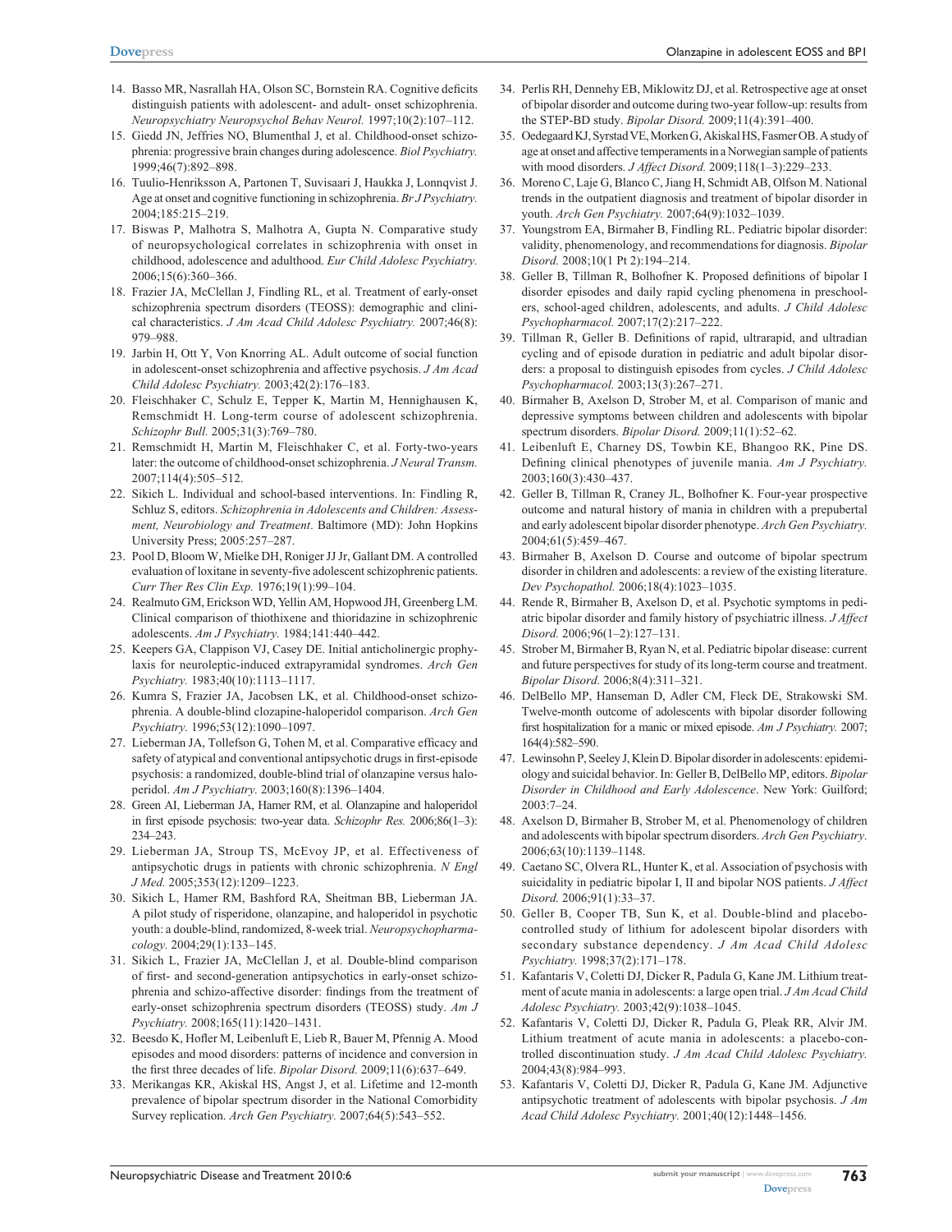14. Basso MR, Nasrallah HA, Olson SC, Bornstein RA. Cognitive deficits distinguish patients with adolescent- and adult- onset schizophrenia. *Neuropsychiatry Neuropsychol Behav Neurol.* 1997;10(2):107–112.
15. Giedd JN, Jeffries NO, Blumenthal J, et al. Childhood-onset schizophrenia: progressive brain changes during adolescence. *Biol Psychiatry.* 1999;46(7):892–898.
16. Tuulio-Henriksson A, Partonen T, Suvisaari J, Haukka J, Lonnqvist J. Age at onset and cognitive functioning in schizophrenia. *Br J Psychiatry.* 2004;185:215–219.
17. Biswas P, Malhotra S, Malhotra A, Gupta N. Comparative study of neuropsychological correlates in schizophrenia with onset in childhood, adolescence and adulthood. *Eur Child Adolesc Psychiatry.* 2006;15(6):360–366.
18. Frazier JA, McClellan J, Findling RL, et al. Treatment of early-onset schizophrenia spectrum disorders (TEOSS): demographic and clinical characteristics. *J Am Acad Child Adolesc Psychiatry.* 2007;46(8):979–988.
19. Jarbin H, Ott Y, Von Knorring AL. Adult outcome of social function in adolescent-onset schizophrenia and affective psychosis. *J Am Acad Child Adolesc Psychiatry.* 2003;42(2):176–183.
20. Fleischhaker C, Schulz E, Tepper K, Martin M, Hennighausen K, Remschmidt H. Long-term course of adolescent schizophrenia. *Schizophr Bull.* 2005;31(3):769–780.
21. Remschmidt H, Martin M, Fleischhaker C, et al. Forty-two-years later: the outcome of childhood-onset schizophrenia. *J Neural Transm.* 2007;114(4):505–512.
22. Sikich L. Individual and school-based interventions. In: Findling R, Schluz S, editors. *Schizophrenia in Adolescents and Children: Assessment, Neurobiology and Treatment*. Baltimore (MD): John Hopkins University Press; 2005:257–287.
23. Pool D, Bloom W, Mielke DH, Roniger JJ Jr, Gallant DM. A controlled evaluation of loxitane in seventy-five adolescent schizophrenic patients. *Curr Ther Res Clin Exp.* 1976;19(1):99–104.
24. Realmuto GM, Erickson WD, Yellin AM, Hopwood JH, Greenberg LM. Clinical comparison of thiothixene and thioridazine in schizophrenic adolescents. *Am J Psychiatry.* 1984;141:440–442.
25. Keepers GA, Clappison VJ, Casey DE. Initial anticholinergic prophylaxis for neuroleptic-induced extrapyramidal syndromes. *Arch Gen Psychiatry.* 1983;40(10):1113–1117.
26. Kumra S, Frazier JA, Jacobsen LK, et al. Childhood-onset schizophrenia. A double-blind clozapine-haloperidol comparison. *Arch Gen Psychiatry.* 1996;53(12):1090–1097.
27. Lieberman JA, Tollefson G, Tohen M, et al. Comparative efficacy and safety of atypical and conventional antipsychotic drugs in first-episode psychosis: a randomized, double-blind trial of olanzapine versus haloperidol. *Am J Psychiatry.* 2003;160(8):1396–1404.
28. Green AI, Lieberman JA, Hamer RM, et al. Olanzapine and haloperidol in first episode psychosis: two-year data. *Schizophr Res.* 2006;86(1–3):234–243.
29. Lieberman JA, Stroup TS, McEvoy JP, et al. Effectiveness of antipsychotic drugs in patients with chronic schizophrenia. *N Engl J Med.* 2005;353(12):1209–1223.
30. Sikich L, Hamer RM, Bashford RA, Sheitman BB, Lieberman JA. A pilot study of risperidone, olanzapine, and haloperidol in psychotic youth: a double-blind, randomized, 8-week trial. *Neuropsychopharmacology.* 2004;29(1):133–145.
31. Sikich L, Frazier JA, McClellan J, et al. Double-blind comparison of first- and second-generation antipsychotics in early-onset schizophrenia and schizo-affective disorder: findings from the treatment of early-onset schizophrenia spectrum disorders (TEOSS) study. *Am J Psychiatry.* 2008;165(11):1420–1431.
32. Beesdo K, Hofler M, Leibenluft E, Lieb R, Bauer M, Pfennig A. Mood episodes and mood disorders: patterns of incidence and conversion in the first three decades of life. *Bipolar Disord.* 2009;11(6):637–649.
33. Merikangas KR, Akiskal HS, Angst J, et al. Lifetime and 12-month prevalence of bipolar spectrum disorder in the National Comorbidity Survey replication. *Arch Gen Psychiatry.* 2007;64(5):543–552.
34. Perlis RH, Dennehy EB, Miklowitz DJ, et al. Retrospective age at onset of bipolar disorder and outcome during two-year follow-up: results from the STEP-BD study. *Bipolar Disord.* 2009;11(4):391–400.
35. Oedegaard KJ, Syrstad VE, Morken G, Akiskal HS, Fasmer OB. A study of age at onset and affective temperaments in a Norwegian sample of patients with mood disorders. *J Affect Disord.* 2009;118(1–3):229–233.
36. Moreno C, Laje G, Blanco C, Jiang H, Schmidt AB, Olfson M. National trends in the outpatient diagnosis and treatment of bipolar disorder in youth. *Arch Gen Psychiatry.* 2007;64(9):1032–1039.
37. Youngstrom EA, Birmaher B, Findling RL. Pediatric bipolar disorder: validity, phenomenology, and recommendations for diagnosis. *Bipolar Disord.* 2008;10(1 Pt 2):194–214.
38. Geller B, Tillman R, Bolhofner K. Proposed definitions of bipolar I disorder episodes and daily rapid cycling phenomena in preschoolers, school-aged children, adolescents, and adults. *J Child Adolesc Psychopharmacol.* 2007;17(2):217–222.
39. Tillman R, Geller B. Definitions of rapid, ultrarapid, and ultradian cycling and of episode duration in pediatric and adult bipolar disorders: a proposal to distinguish episodes from cycles. *J Child Adolesc Psychopharmacol.* 2003;13(3):267–271.
40. Birmaher B, Axelson D, Strober M, et al. Comparison of manic and depressive symptoms between children and adolescents with bipolar spectrum disorders. *Bipolar Disord.* 2009;11(1):52–62.
41. Leibenluft E, Charney DS, Towbin KE, Bhangoo RK, Pine DS. Defining clinical phenotypes of juvenile mania. *Am J Psychiatry.* 2003;160(3):430–437.
42. Geller B, Tillman R, Craney JL, Bolhofner K. Four-year prospective outcome and natural history of mania in children with a prepubertal and early adolescent bipolar disorder phenotype. *Arch Gen Psychiatry.* 2004;61(5):459–467.
43. Birmaher B, Axelson D. Course and outcome of bipolar spectrum disorder in children and adolescents: a review of the existing literature. *Dev Psychopathol.* 2006;18(4):1023–1035.
44. Rende R, Birmaher B, Axelson D, et al. Psychotic symptoms in pediatric bipolar disorder and family history of psychiatric illness. *J Affect Disord.* 2006;96(1–2):127–131.
45. Strober M, Birmaher B, Ryan N, et al. Pediatric bipolar disease: current and future perspectives for study of its long-term course and treatment. *Bipolar Disord.* 2006;8(4):311–321.
46. DelBello MP, Hanseman D, Adler CM, Fleck DE, Strakowski SM. Twelve-month outcome of adolescents with bipolar disorder following first hospitalization for a manic or mixed episode. *Am J Psychiatry.* 2007;164(4):582–590.
47. Lewinsohn P, Seeley J, Klein D. Bipolar disorder in adolescents: epidemiology and suicidal behavior. In: Geller B, DelBello MP, editors. *Bipolar Disorder in Childhood and Early Adolescence*. New York: Guilford; 2003:7–24.
48. Axelson D, Birmaher B, Strober M, et al. Phenomenology of children and adolescents with bipolar spectrum disorders. *Arch Gen Psychiatry.* 2006;63(10):1139–1148.
49. Caetano SC, Olvera RL, Hunter K, et al. Association of psychosis with suicidality in pediatric bipolar I, II and bipolar NOS patients. *J Affect Disord.* 2006;91(1):33–37.
50. Geller B, Cooper TB, Sun K, et al. Double-blind and placebo-controlled study of lithium for adolescent bipolar disorders with secondary substance dependency. *J Am Acad Child Adolesc Psychiatry.* 1998;37(2):171–178.
51. Kafantaris V, Coletti DJ, Dicker R, Padula G, Kane JM. Lithium treatment of acute mania in adolescents: a large open trial. *J Am Acad Child Adolesc Psychiatry.* 2003;42(9):1038–1045.
52. Kafantaris V, Coletti DJ, Dicker R, Padula G, Pleak RR, Alvir JM. Lithium treatment of acute mania in adolescents: a placebo-controlled discontinuation study. *J Am Acad Child Adolesc Psychiatry.* 2004;43(8):984–993.
53. Kafantaris V, Coletti DJ, Dicker R, Padula G, Kane JM. Adjunctive antipsychotic treatment of adolescents with bipolar psychosis. *J Am Acad Child Adolesc Psychiatry.* 2001;40(12):1448–1456.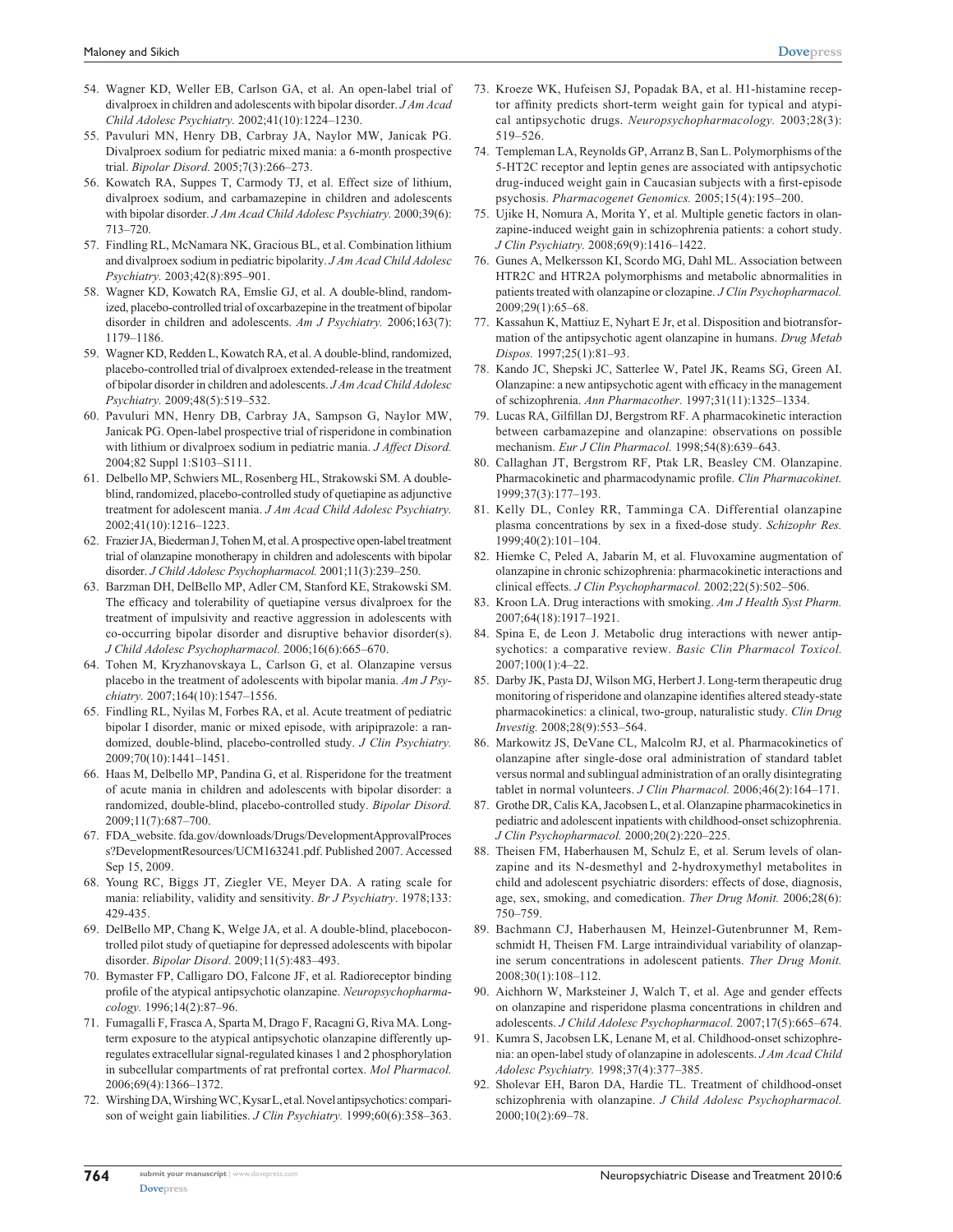54. Wagner KD, Weller EB, Carlson GA, et al. An open-label trial of divalproex in children and adolescents with bipolar disorder. *J Am Acad Child Adolesc Psychiatry.* 2002;41(10):1224–1230.
55. Pavuluri MN, Henry DB, Carbray JA, Naylor MW, Janicak PG. Divalproex sodium for pediatric mixed mania: a 6-month prospective trial. *Bipolar Disord.* 2005;7(3):266–273.
56. Kowatch RA, Suppes T, Carmody TJ, et al. Effect size of lithium, divalproex sodium, and carbamazepine in children and adolescents with bipolar disorder. *J Am Acad Child Adolesc Psychiatry.* 2000;39(6): 713–720.
57. Findling RL, McNamara NK, Gracious BL, et al. Combination lithium and divalproex sodium in pediatric bipolarity. *J Am Acad Child Adolesc Psychiatry.* 2003;42(8):895–901.
58. Wagner KD, Kowatch RA, Emslie GJ, et al. A double-blind, randomized, placebo-controlled trial of oxcarbazepine in the treatment of bipolar disorder in children and adolescents. *Am J Psychiatry.* 2006;163(7): 1179–1186.
59. Wagner KD, Redden L, Kowatch RA, et al. A double-blind, randomized, placebo-controlled trial of divalproex extended-release in the treatment of bipolar disorder in children and adolescents. *J Am Acad Child Adolesc Psychiatry.* 2009;48(5):519–532.
60. Pavuluri MN, Henry DB, Carbray JA, Sampson G, Naylor MW, Janicak PG. Open-label prospective trial of risperidone in combination with lithium or divalproex sodium in pediatric mania. *J Affect Disord.* 2004;82 Suppl 1:S103–S111.
61. Delbello MP, Schwiers ML, Rosenberg HL, Strakowski SM. A double-blind, randomized, placebo-controlled study of quetiapine as adjunctive treatment for adolescent mania. *J Am Acad Child Adolesc Psychiatry.* 2002;41(10):1216–1223.
62. Frazier JA, Biederman J, Tohen M, et al. A prospective open-label treatment trial of olanzapine monotherapy in children and adolescents with bipolar disorder. *J Child Adolesc Psychopharmacol.* 2001;11(3):239–250.
63. Barzman DH, DelBello MP, Adler CM, Stanford KE, Strakowski SM. The efficacy and tolerability of quetiapine versus divalproex for the treatment of impulsivity and reactive aggression in adolescents with co-occurring bipolar disorder and disruptive behavior disorder(s). *J Child Adolesc Psychopharmacol.* 2006;16(6):665–670.
64. Tohen M, Kryzhanovskaya L, Carlson G, et al. Olanzapine versus placebo in the treatment of adolescents with bipolar mania. *Am J Psychiatry.* 2007;164(10):1547–1556.
65. Findling RL, Nyilas M, Forbes RA, et al. Acute treatment of pediatric bipolar I disorder, manic or mixed episode, with aripiprazole: a randomized, double-blind, placebo-controlled study. *J Clin Psychiatry.* 2009;70(10):1441–1451.
66. Haas M, Delbello MP, Pandina G, et al. Risperidone for the treatment of acute mania in children and adolescents with bipolar disorder: a randomized, double-blind, placebo-controlled study. *Bipolar Disord.* 2009;11(7):687–700.
67. FDA_website. fda.gov/downloads/Drugs/DevelopmentApprovalProcess?DevelopmentResources/UCM163241.pdf. Published 2007. Accessed Sep 15, 2009.
68. Young RC, Biggs JT, Ziegler VE, Meyer DA. A rating scale for mania: reliability, validity and sensitivity. *Br J Psychiatry*. 1978;133: 429-435.
69. DelBello MP, Chang K, Welge JA, et al. A double-blind, placebo-controlled pilot study of quetiapine for depressed adolescents with bipolar disorder. *Bipolar Disord*. 2009;11(5):483–493.
70. Bymaster FP, Calligaro DO, Falcone JF, et al. Radioreceptor binding profile of the atypical antipsychotic olanzapine. *Neuropsychopharmacology.* 1996;14(2):87–96.
71. Fumagalli F, Frasca A, Sparta M, Drago F, Racagni G, Riva MA. Long-term exposure to the atypical antipsychotic olanzapine differently up-regulates extracellular signal-regulated kinases 1 and 2 phosphorylation in subcellular compartments of rat prefrontal cortex. *Mol Pharmacol.* 2006;69(4):1366–1372.
72. Wirshing DA, Wirshing WC, Kysar L, et al. Novel antipsychotics: comparison of weight gain liabilities. *J Clin Psychiatry.* 1999;60(6):358–363.
73. Kroeze WK, Hufeisen SJ, Popadak BA, et al. H1-histamine receptor affinity predicts short-term weight gain for typical and atypical antipsychotic drugs. *Neuropsychopharmacology.* 2003;28(3): 519–526.
74. Templeman LA, Reynolds GP, Arranz B, San L. Polymorphisms of the 5-HT2C receptor and leptin genes are associated with antipsychotic drug-induced weight gain in Caucasian subjects with a first-episode psychosis. *Pharmacogenet Genomics.* 2005;15(4):195–200.
75. Ujike H, Nomura A, Morita Y, et al. Multiple genetic factors in olanzapine-induced weight gain in schizophrenia patients: a cohort study. *J Clin Psychiatry.* 2008;69(9):1416–1422.
76. Gunes A, Melkersson KI, Scordo MG, Dahl ML. Association between HTR2C and HTR2A polymorphisms and metabolic abnormalities in patients treated with olanzapine or clozapine. *J Clin Psychopharmacol.* 2009;29(1):65–68.
77. Kassahun K, Mattiuz E, Nyhart E Jr, et al. Disposition and biotransformation of the antipsychotic agent olanzapine in humans. *Drug Metab Dispos.* 1997;25(1):81–93.
78. Kando JC, Shepski JC, Satterlee W, Patel JK, Reams SG, Green AI. Olanzapine: a new antipsychotic agent with efficacy in the management of schizophrenia. *Ann Pharmacother.* 1997;31(11):1325–1334.
79. Lucas RA, Gilfillan DJ, Bergstrom RF. A pharmacokinetic interaction between carbamazepine and olanzapine: observations on possible mechanism. *Eur J Clin Pharmacol.* 1998;54(8):639–643.
80. Callaghan JT, Bergstrom RF, Ptak LR, Beasley CM. Olanzapine. Pharmacokinetic and pharmacodynamic profile. *Clin Pharmacokinet.* 1999;37(3):177–193.
81. Kelly DL, Conley RR, Tamminga CA. Differential olanzapine plasma concentrations by sex in a fixed-dose study. *Schizophr Res.* 1999;40(2):101–104.
82. Hiemke C, Peled A, Jabarin M, et al. Fluvoxamine augmentation of olanzapine in chronic schizophrenia: pharmacokinetic interactions and clinical effects. *J Clin Psychopharmacol.* 2002;22(5):502–506.
83. Kroon LA. Drug interactions with smoking. *Am J Health Syst Pharm.* 2007;64(18):1917–1921.
84. Spina E, de Leon J. Metabolic drug interactions with newer antipsychotics: a comparative review. *Basic Clin Pharmacol Toxicol.* 2007;100(1):4–22.
85. Darby JK, Pasta DJ, Wilson MG, Herbert J. Long-term therapeutic drug monitoring of risperidone and olanzapine identifies altered steady-state pharmacokinetics: a clinical, two-group, naturalistic study. *Clin Drug Investig.* 2008;28(9):553–564.
86. Markowitz JS, DeVane CL, Malcolm RJ, et al. Pharmacokinetics of olanzapine after single-dose oral administration of standard tablet versus normal and sublingual administration of an orally disintegrating tablet in normal volunteers. *J Clin Pharmacol.* 2006;46(2):164–171.
87. Grothe DR, Calis KA, Jacobsen L, et al. Olanzapine pharmacokinetics in pediatric and adolescent inpatients with childhood-onset schizophrenia. *J Clin Psychopharmacol.* 2000;20(2):220–225.
88. Theisen FM, Haberhausen M, Schulz E, et al. Serum levels of olanzapine and its N-desmethyl and 2-hydroxymethyl metabolites in child and adolescent psychiatric disorders: effects of dose, diagnosis, age, sex, smoking, and comedication. *Ther Drug Monit.* 2006;28(6): 750–759.
89. Bachmann CJ, Haberhausen M, Heinzel-Gutenbrunner M, Remschmidt H, Theisen FM. Large intraindividual variability of olanzapine serum concentrations in adolescent patients. *Ther Drug Monit.* 2008;30(1):108–112.
90. Aichhorn W, Marksteiner J, Walch T, et al. Age and gender effects on olanzapine and risperidone plasma concentrations in children and adolescents. *J Child Adolesc Psychopharmacol.* 2007;17(5):665–674.
91. Kumra S, Jacobsen LK, Lenane M, et al. Childhood-onset schizophrenia: an open-label study of olanzapine in adolescents. *J Am Acad Child Adolesc Psychiatry.* 1998;37(4):377–385.
92. Sholevar EH, Baron DA, Hardie TL. Treatment of childhood-onset schizophrenia with olanzapine. *J Child Adolesc Psychopharmacol.* 2000;10(2):69–78.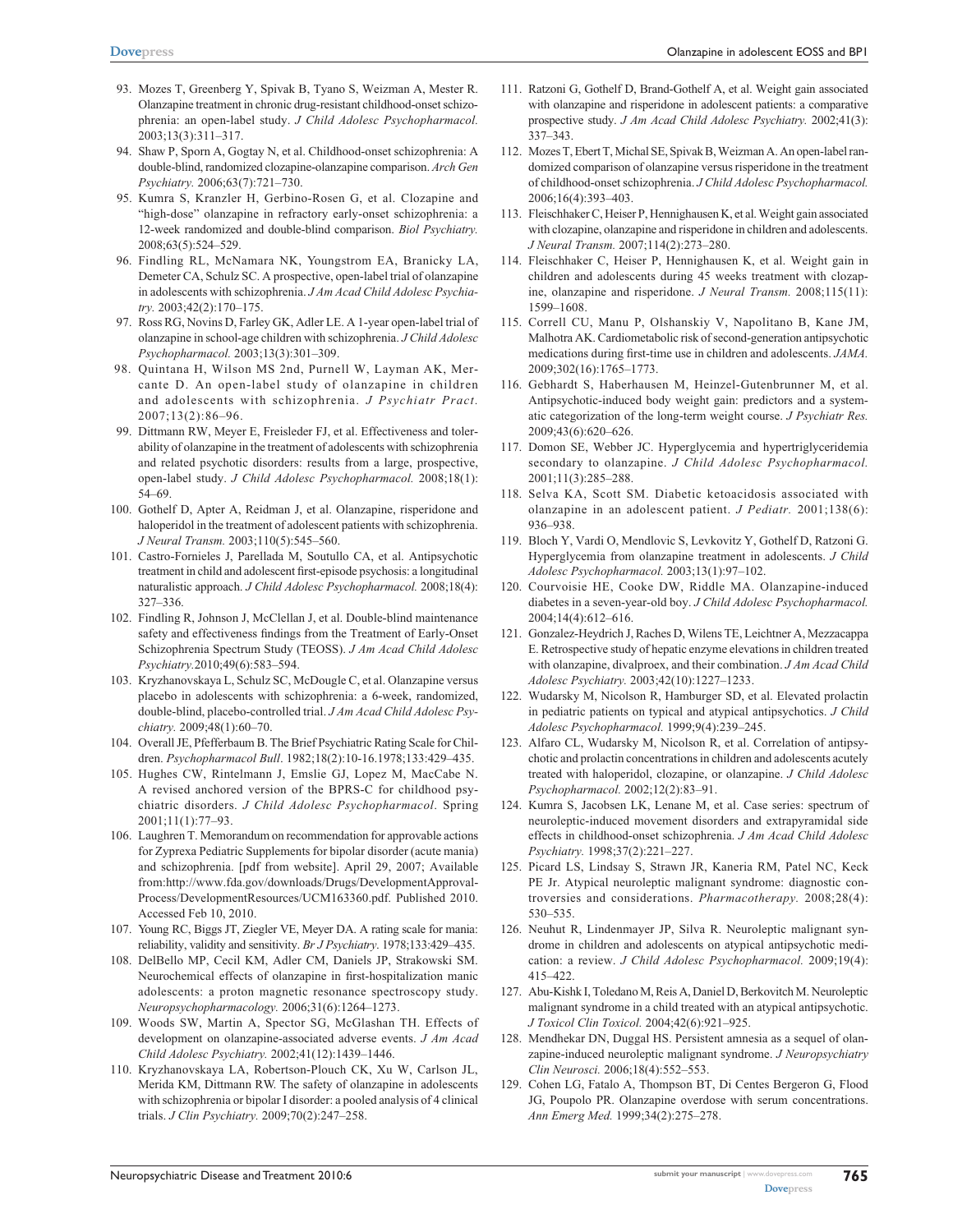93. Mozes T, Greenberg Y, Spivak B, Tyano S, Weizman A, Mester R. Olanzapine treatment in chronic drug-resistant childhood-onset schizophrenia: an open-label study. *J Child Adolesc Psychopharmacol.* 2003;13(3):311–317.
94. Shaw P, Sporn A, Gogtay N, et al. Childhood-onset schizophrenia: A double-blind, randomized clozapine-olanzapine comparison. *Arch Gen Psychiatry.* 2006;63(7):721–730.
95. Kumra S, Kranzler H, Gerbino-Rosen G, et al. Clozapine and "high-dose" olanzapine in refractory early-onset schizophrenia: a 12-week randomized and double-blind comparison. *Biol Psychiatry.* 2008;63(5):524–529.
96. Findling RL, McNamara NK, Youngstrom EA, Branicky LA, Demeter CA, Schulz SC. A prospective, open-label trial of olanzapine in adolescents with schizophrenia. *J Am Acad Child Adolesc Psychiatry.* 2003;42(2):170–175.
97. Ross RG, Novins D, Farley GK, Adler LE. A 1-year open-label trial of olanzapine in school-age children with schizophrenia. *J Child Adolesc Psychopharmacol.* 2003;13(3):301–309.
98. Quintana H, Wilson MS 2nd, Purnell W, Layman AK, Mercante D. An open-label study of olanzapine in children and adolescents with schizophrenia. *J Psychiatr Pract.* 2007;13(2):86–96.
99. Dittmann RW, Meyer E, Freisleder FJ, et al. Effectiveness and tolerability of olanzapine in the treatment of adolescents with schizophrenia and related psychotic disorders: results from a large, prospective, open-label study. *J Child Adolesc Psychopharmacol.* 2008;18(1):54–69.
100. Gothelf D, Apter A, Reidman J, et al. Olanzapine, risperidone and haloperidol in the treatment of adolescent patients with schizophrenia. *J Neural Transm.* 2003;110(5):545–560.
101. Castro-Fornieles J, Parellada M, Soutullo CA, et al. Antipsychotic treatment in child and adolescent first-episode psychosis: a longitudinal naturalistic approach. *J Child Adolesc Psychopharmacol.* 2008;18(4):327–336.
102. Findling R, Johnson J, McClellan J, et al. Double-blind maintenance safety and effectiveness findings from the Treatment of Early-Onset Schizophrenia Spectrum Study (TEOSS). *J Am Acad Child Adolesc Psychiatry.*2010;49(6):583–594.
103. Kryzhanovskaya L, Schulz SC, McDougle C, et al. Olanzapine versus placebo in adolescents with schizophrenia: a 6-week, randomized, double-blind, placebo-controlled trial. *J Am Acad Child Adolesc Psychiatry.* 2009;48(1):60–70.
104. Overall JE, Pfefferbaum B. The Brief Psychiatric Rating Scale for Children. *Psychopharmacol Bull*. 1982;18(2):10-16.1978;133:429–435.
105. Hughes CW, Rintelmann J, Emslie GJ, Lopez M, MacCabe N. A revised anchored version of the BPRS-C for childhood psychiatric disorders. *J Child Adolesc Psychopharmacol*. Spring 2001;11(1):77–93.
106. Laughren T. Memorandum on recommendation for approvable actions for Zyprexa Pediatric Supplements for bipolar disorder (acute mania) and schizophrenia. [pdf from website]. April 29, 2007; Available from:http://www.fda.gov/downloads/Drugs/DevelopmentApprovalProcess/DevelopmentResources/UCM163360.pdf. Published 2010. Accessed Feb 10, 2010.
107. Young RC, Biggs JT, Ziegler VE, Meyer DA. A rating scale for mania: reliability, validity and sensitivity. *Br J Psychiatry*. 1978;133:429–435.
108. DelBello MP, Cecil KM, Adler CM, Daniels JP, Strakowski SM. Neurochemical effects of olanzapine in first-hospitalization manic adolescents: a proton magnetic resonance spectroscopy study. *Neuropsychopharmacology.* 2006;31(6):1264–1273.
109. Woods SW, Martin A, Spector SG, McGlashan TH. Effects of development on olanzapine-associated adverse events. *J Am Acad Child Adolesc Psychiatry.* 2002;41(12):1439–1446.
110. Kryzhanovskaya LA, Robertson-Plouch CK, Xu W, Carlson JL, Merida KM, Dittmann RW. The safety of olanzapine in adolescents with schizophrenia or bipolar I disorder: a pooled analysis of 4 clinical trials. *J Clin Psychiatry.* 2009;70(2):247–258.
111. Ratzoni G, Gothelf D, Brand-Gothelf A, et al. Weight gain associated with olanzapine and risperidone in adolescent patients: a comparative prospective study. *J Am Acad Child Adolesc Psychiatry.* 2002;41(3):337–343.
112. Mozes T, Ebert T, Michal SE, Spivak B, Weizman A. An open-label randomized comparison of olanzapine versus risperidone in the treatment of childhood-onset schizophrenia. *J Child Adolesc Psychopharmacol.* 2006;16(4):393–403.
113. Fleischhaker C, Heiser P, Hennighausen K, et al. Weight gain associated with clozapine, olanzapine and risperidone in children and adolescents. *J Neural Transm.* 2007;114(2):273–280.
114. Fleischhaker C, Heiser P, Hennighausen K, et al. Weight gain in children and adolescents during 45 weeks treatment with clozapine, olanzapine and risperidone. *J Neural Transm.* 2008;115(11):1599–1608.
115. Correll CU, Manu P, Olshanskiy V, Napolitano B, Kane JM, Malhotra AK. Cardiometabolic risk of second-generation antipsychotic medications during first-time use in children and adolescents. *JAMA.* 2009;302(16):1765–1773.
116. Gebhardt S, Haberhausen M, Heinzel-Gutenbrunner M, et al. Antipsychotic-induced body weight gain: predictors and a systematic categorization of the long-term weight course. *J Psychiatr Res.* 2009;43(6):620–626.
117. Domon SE, Webber JC. Hyperglycemia and hypertriglyceridemia secondary to olanzapine. *J Child Adolesc Psychopharmacol.* 2001;11(3):285–288.
118. Selva KA, Scott SM. Diabetic ketoacidosis associated with olanzapine in an adolescent patient. *J Pediatr.* 2001;138(6):936–938.
119. Bloch Y, Vardi O, Mendlovic S, Levkovitz Y, Gothelf D, Ratzoni G. Hyperglycemia from olanzapine treatment in adolescents. *J Child Adolesc Psychopharmacol.* 2003;13(1):97–102.
120. Courvoisie HE, Cooke DW, Riddle MA. Olanzapine-induced diabetes in a seven-year-old boy. *J Child Adolesc Psychopharmacol.* 2004;14(4):612–616.
121. Gonzalez-Heydrich J, Raches D, Wilens TE, Leichtner A, Mezzacappa E. Retrospective study of hepatic enzyme elevations in children treated with olanzapine, divalproex, and their combination. *J Am Acad Child Adolesc Psychiatry.* 2003;42(10):1227–1233.
122. Wudarsky M, Nicolson R, Hamburger SD, et al. Elevated prolactin in pediatric patients on typical and atypical antipsychotics. *J Child Adolesc Psychopharmacol.* 1999;9(4):239–245.
123. Alfaro CL, Wudarsky M, Nicolson R, et al. Correlation of antipsychotic and prolactin concentrations in children and adolescents acutely treated with haloperidol, clozapine, or olanzapine. *J Child Adolesc Psychopharmacol.* 2002;12(2):83–91.
124. Kumra S, Jacobsen LK, Lenane M, et al. Case series: spectrum of neuroleptic-induced movement disorders and extrapyramidal side effects in childhood-onset schizophrenia. *J Am Acad Child Adolesc Psychiatry.* 1998;37(2):221–227.
125. Picard LS, Lindsay S, Strawn JR, Kaneria RM, Patel NC, Keck PE Jr. Atypical neuroleptic malignant syndrome: diagnostic controversies and considerations. *Pharmacotherapy.* 2008;28(4):530–535.
126. Neuhut R, Lindenmayer JP, Silva R. Neuroleptic malignant syndrome in children and adolescents on atypical antipsychotic medication: a review. *J Child Adolesc Psychopharmacol.* 2009;19(4):415–422.
127. Abu-Kishk I, Toledano M, Reis A, Daniel D, Berkovitch M. Neuroleptic malignant syndrome in a child treated with an atypical antipsychotic. *J Toxicol Clin Toxicol.* 2004;42(6):921–925.
128. Mendhekar DN, Duggal HS. Persistent amnesia as a sequel of olanzapine-induced neuroleptic malignant syndrome. *J Neuropsychiatry Clin Neurosci.* 2006;18(4):552–553.
129. Cohen LG, Fatalo A, Thompson BT, Di Centes Bergeron G, Flood JG, Poupolo PR. Olanzapine overdose with serum concentrations. *Ann Emerg Med.* 1999;34(2):275–278.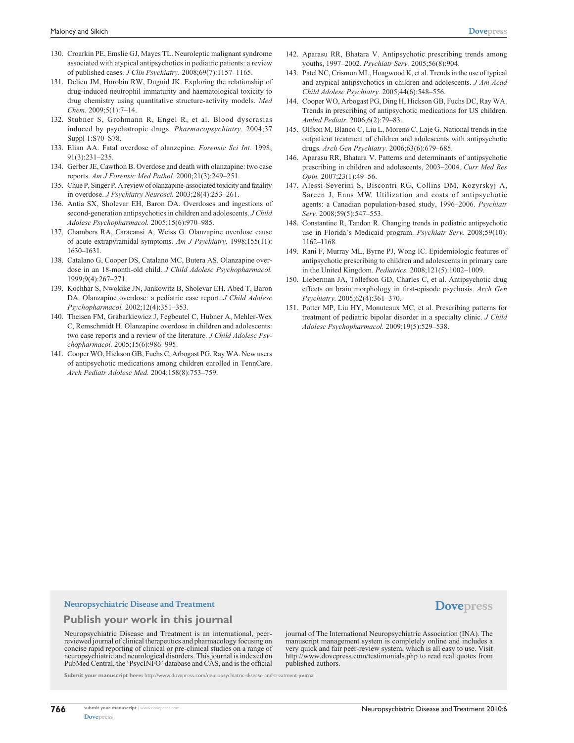130. Croarkin PE, Emslie GJ, Mayes TL. Neuroleptic malignant syndrome associated with atypical antipsychotics in pediatric patients: a review of published cases. *J Clin Psychiatry.* 2008;69(7):1157–1165.
131. Delieu JM, Horobin RW, Duguid JK. Exploring the relationship of drug-induced neutrophil immaturity and haematological toxicity to drug chemistry using quantitative structure-activity models. *Med Chem.* 2009;5(1):7–14.
132. Stubner S, Grohmann R, Engel R, et al. Blood dyscrasias induced by psychotropic drugs. *Pharmacopsychiatry.* 2004;37 Suppl 1:S70–S78.
133. Elian AA. Fatal overdose of olanzepine. *Forensic Sci Int.* 1998; 91(3):231–235.
134. Gerber JE, Cawthon B. Overdose and death with olanzapine: two case reports. *Am J Forensic Med Pathol.* 2000;21(3):249–251.
135. Chue P, Singer P. A review of olanzapine-associated toxicity and fatality in overdose. *J Psychiatry Neurosci.* 2003;28(4):253–261.
136. Antia SX, Sholevar EH, Baron DA. Overdoses and ingestions of second-generation antipsychotics in children and adolescents. *J Child Adolesc Psychopharmacol.* 2005;15(6):970–985.
137. Chambers RA, Caracansi A, Weiss G. Olanzapine overdose cause of acute extrapyramidal symptoms. *Am J Psychiatry.* 1998;155(11): 1630–1631.
138. Catalano G, Cooper DS, Catalano MC, Butera AS. Olanzapine overdose in an 18-month-old child. *J Child Adolesc Psychopharmacol.* 1999;9(4):267–271.
139. Kochhar S, Nwokike JN, Jankowitz B, Sholevar EH, Abed T, Baron DA. Olanzapine overdose: a pediatric case report. *J Child Adolesc Psychopharmacol.* 2002;12(4):351–353.
140. Theisen FM, Grabarkiewicz J, Fegbeutel C, Hubner A, Mehler-Wex C, Remschmidt H. Olanzapine overdose in children and adolescents: two case reports and a review of the literature. *J Child Adolesc Psychopharmacol.* 2005;15(6):986–995.
141. Cooper WO, Hickson GB, Fuchs C, Arbogast PG, Ray WA. New users of antipsychotic medications among children enrolled in TennCare. *Arch Pediatr Adolesc Med.* 2004;158(8):753–759.
142. Aparasu RR, Bhatara V. Antipsychotic prescribing trends among youths, 1997–2002. *Psychiatr Serv.* 2005;56(8):904.
143. Patel NC, Crismon ML, Hoagwood K, et al. Trends in the use of typical and atypical antipsychotics in children and adolescents. *J Am Acad Child Adolesc Psychiatry.* 2005;44(6):548–556.
144. Cooper WO, Arbogast PG, Ding H, Hickson GB, Fuchs DC, Ray WA. Trends in prescribing of antipsychotic medications for US children. *Ambul Pediatr.* 2006;6(2):79–83.
145. Olfson M, Blanco C, Liu L, Moreno C, Laje G. National trends in the outpatient treatment of children and adolescents with antipsychotic drugs. *Arch Gen Psychiatry.* 2006;63(6):679–685.
146. Aparasu RR, Bhatara V. Patterns and determinants of antipsychotic prescribing in children and adolescents, 2003–2004. *Curr Med Res Opin.* 2007;23(1):49–56.
147. Alessi-Severini S, Biscontri RG, Collins DM, Kozyrskyj A, Sareen J, Enns MW. Utilization and costs of antipsychotic agents: a Canadian population-based study, 1996–2006. *Psychiatr Serv.* 2008;59(5):547–553.
148. Constantine R, Tandon R. Changing trends in pediatric antipsychotic use in Florida's Medicaid program. *Psychiatr Serv.* 2008;59(10): 1162–1168.
149. Rani F, Murray ML, Byrne PJ, Wong IC. Epidemiologic features of antipsychotic prescribing to children and adolescents in primary care in the United Kingdom. *Pediatrics.* 2008;121(5):1002–1009.
150. Lieberman JA, Tollefson GD, Charles C, et al. Antipsychotic drug effects on brain morphology in first-episode psychosis. *Arch Gen Psychiatry.* 2005;62(4):361–370.
151. Potter MP, Liu HY, Monuteaux MC, et al. Prescribing patterns for treatment of pediatric bipolar disorder in a specialty clinic. *J Child Adolesc Psychopharmacol.* 2009;19(5):529–538.

**Neuropsychiatric Disease and Treatment**

**Publish your work in this journal**

Neuropsychiatric Disease and Treatment is an international, peer-reviewed journal of clinical therapeutics and pharmacology focusing on concise rapid reporting of clinical or pre-clinical studies on a range of neuropsychiatric and neurological disorders. This journal is indexed on PubMed Central, the 'PsycINFO' database and CAS, and is the official journal of The International Neuropsychiatric Association (INA). The manuscript management system is completely online and includes a very quick and fair peer-review system, which is all easy to use. Visit http://www.dovepress.com/testimonials.php to read real quotes from published authors.

**Submit your manuscript here:** http://www.dovepress.com/neuropsychiatric-disease-and-treatment-journal